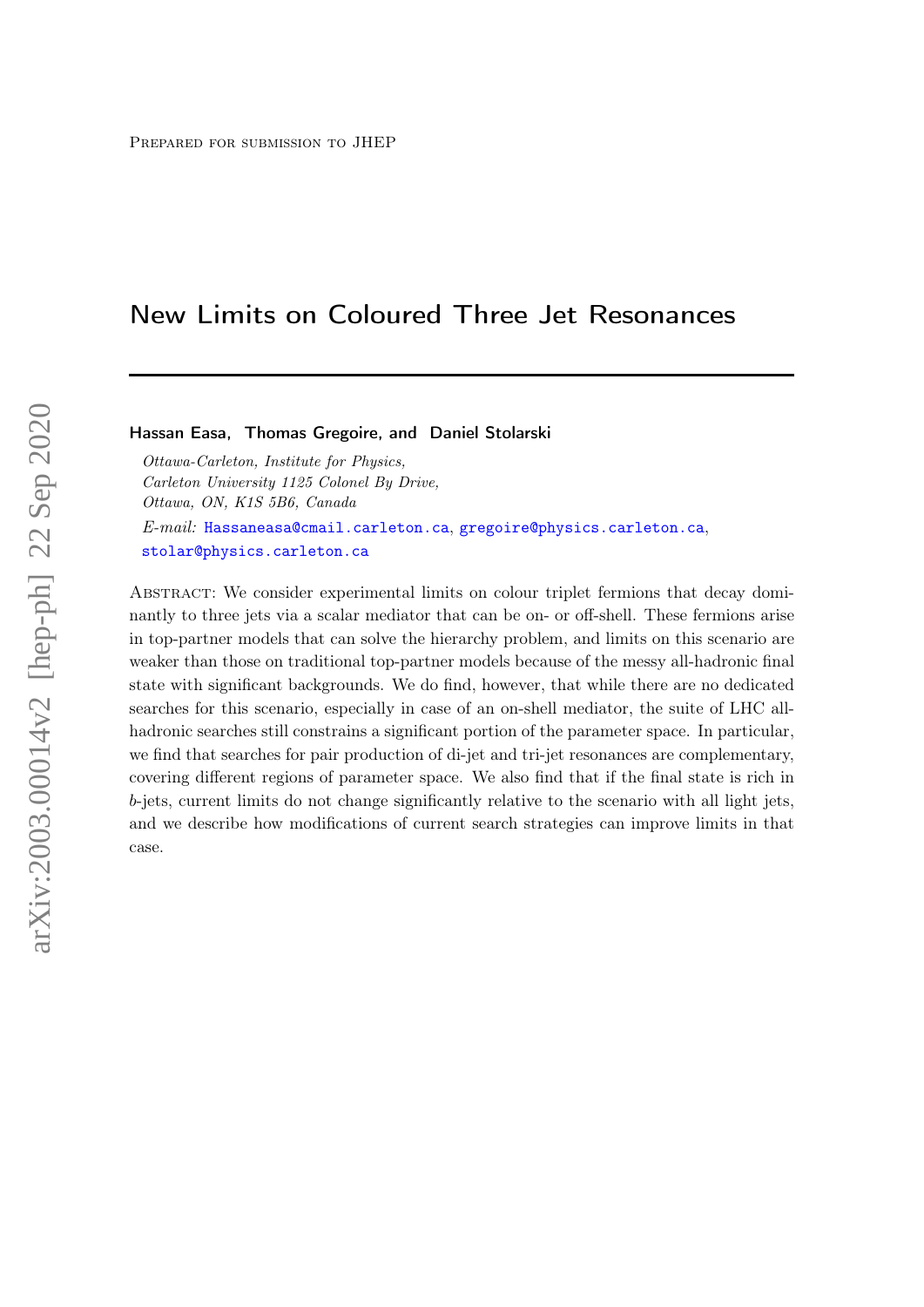Prepared for submission to JHEP

# New Limits on Coloured Three Jet Resonances

**Hassan Easa, Thomas Gregoire, and Daniel Stolarski**

*Ottawa-Carleton, Institute for Physics,*
*Carleton University 1125 Colonel By Drive,*
*Ottawa, ON, K1S 5B6, Canada*

*E-mail:* Hassaneasa@cmail.carleton.ca, gregoire@physics.carleton.ca, stolar@physics.carleton.ca

Abstract: We consider experimental limits on colour triplet fermions that decay dominantly to three jets via a scalar mediator that can be on- or off-shell. These fermions arise in top-partner models that can solve the hierarchy problem, and limits on this scenario are weaker than those on traditional top-partner models because of the messy all-hadronic final state with significant backgrounds. We do find, however, that while there are no dedicated searches for this scenario, especially in case of an on-shell mediator, the suite of LHC all-hadronic searches still constrains a significant portion of the parameter space. In particular, we find that searches for pair production of di-jet and tri-jet resonances are complementary, covering different regions of parameter space. We also find that if the final state is rich in $b$-jets, current limits do not change significantly relative to the scenario with all light jets, and we describe how modifications of current search strategies can improve limits in that case.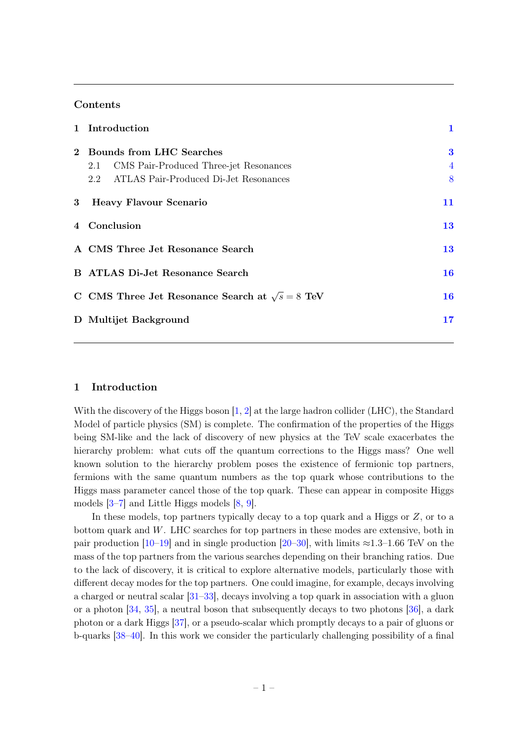## Contents

| | | |
|---|---|---|
| **1** | **Introduction** | **1** |
| **2** | **Bounds from LHC Searches** | **3** |
| | 2.1 CMS Pair-Produced Three-jet Resonances | 4 |
| | 2.2 ATLAS Pair-Produced Di-Jet Resonances | 8 |
| **3** | **Heavy Flavour Scenario** | **11** |
| **4** | **Conclusion** | **13** |
| **A** | **CMS Three Jet Resonance Search** | **13** |
| **B** | **ATLAS Di-Jet Resonance Search** | **16** |
| **C** | **CMS Three Jet Resonance Search at $\sqrt{s} = 8$ TeV** | **16** |
| **D** | **Multijet Background** | **17** |

# 1 Introduction

With the discovery of the Higgs boson [1, 2] at the large hadron collider (LHC), the Standard Model of particle physics (SM) is complete. The confirmation of the properties of the Higgs being SM-like and the lack of discovery of new physics at the TeV scale exacerbates the hierarchy problem: what cuts off the quantum corrections to the Higgs mass? One well known solution to the hierarchy problem poses the existence of fermionic top partners, fermions with the same quantum numbers as the top quark whose contributions to the Higgs mass parameter cancel those of the top quark. These can appear in composite Higgs models [3–7] and Little Higgs models [8, 9].

In these models, top partners typically decay to a top quark and a Higgs or $Z$, or to a bottom quark and $W$. LHC searches for top partners in these modes are extensive, both in pair production [10–19] and in single production [20–30], with limits ≈1.3–1.66 TeV on the mass of the top partners from the various searches depending on their branching ratios. Due to the lack of discovery, it is critical to explore alternative models, particularly those with different decay modes for the top partners. One could imagine, for example, decays involving a charged or neutral scalar [31–33], decays involving a top quark in association with a gluon or a photon [34, 35], a neutral boson that subsequently decays to two photons [36], a dark photon or a dark Higgs [37], or a pseudo-scalar which promptly decays to a pair of gluons or b-quarks [38–40]. In this work we consider the particularly challenging possibility of a final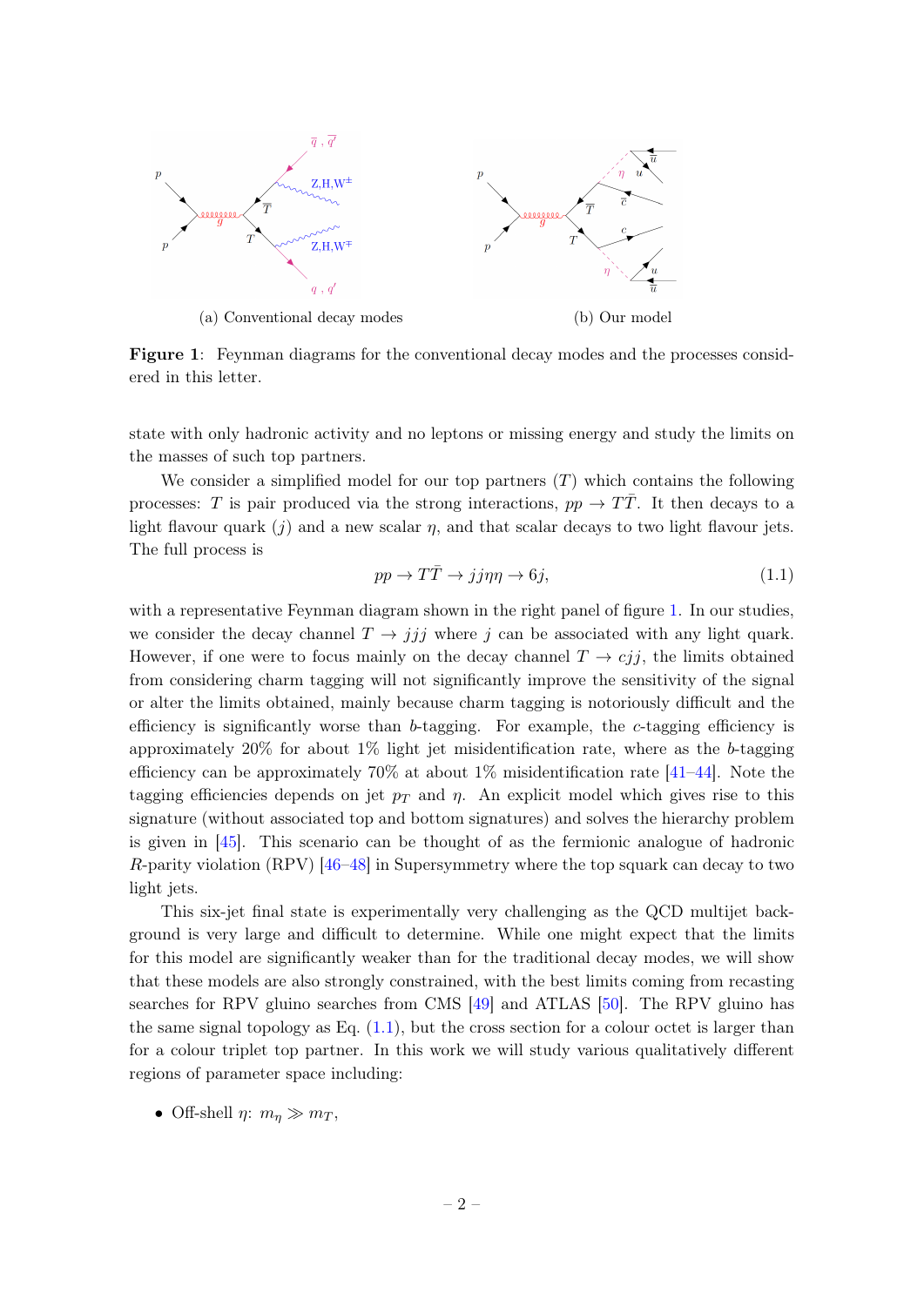(a) Conventional decay modes

(b) Our model

**Figure 1**: Feynman diagrams for the conventional decay modes and the processes considered in this letter.

state with only hadronic activity and no leptons or missing energy and study the limits on the masses of such top partners.

We consider a simplified model for our top partners ($T$) which contains the following processes: $T$ is pair produced via the strong interactions, $pp \to T\bar{T}$. It then decays to a light flavour quark ($j$) and a new scalar $\eta$, and that scalar decays to two light flavour jets. The full process is

$$pp \to T\bar{T} \to jj\eta\eta \to 6j, \tag{1.1}$$

with a representative Feynman diagram shown in the right panel of figure 1. In our studies, we consider the decay channel $T \to jjj$ where $j$ can be associated with any light quark. However, if one were to focus mainly on the decay channel $T \to cjj$, the limits obtained from considering charm tagging will not significantly improve the sensitivity of the signal or alter the limits obtained, mainly because charm tagging is notoriously difficult and the efficiency is significantly worse than $b$-tagging. For example, the $c$-tagging efficiency is approximately 20% for about 1% light jet misidentification rate, where as the $b$-tagging efficiency can be approximately 70% at about 1% misidentification rate [41–44]. Note the tagging efficiencies depends on jet $p_T$ and $\eta$. An explicit model which gives rise to this signature (without associated top and bottom signatures) and solves the hierarchy problem is given in [45]. This scenario can be thought of as the fermionic analogue of hadronic $R$-parity violation (RPV) [46–48] in Supersymmetry where the top squark can decay to two light jets.

This six-jet final state is experimentally very challenging as the QCD multijet background is very large and difficult to determine. While one might expect that the limits for this model are significantly weaker than for the traditional decay modes, we will show that these models are also strongly constrained, with the best limits coming from recasting searches for RPV gluino searches from CMS [49] and ATLAS [50]. The RPV gluino has the same signal topology as Eq. (1.1), but the cross section for a colour octet is larger than for a colour triplet top partner. In this work we will study various qualitatively different regions of parameter space including:

- Off-shell $\eta$: $m_\eta \gg m_T$,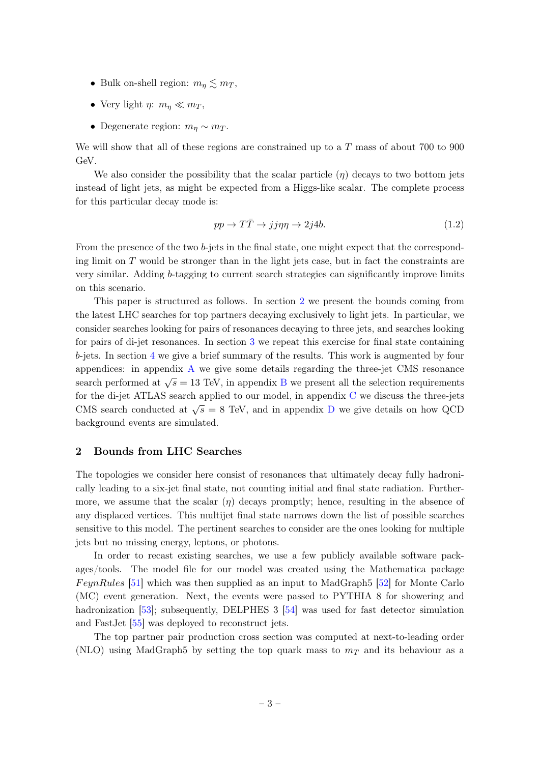- Bulk on-shell region: $m_\eta \lesssim m_T$,
- Very light $\eta$: $m_\eta \ll m_T$,
- Degenerate region: $m_\eta \sim m_T$.

We will show that all of these regions are constrained up to a $T$ mass of about 700 to 900 GeV.

We also consider the possibility that the scalar particle ($\eta$) decays to two bottom jets instead of light jets, as might be expected from a Higgs-like scalar. The complete process for this particular decay mode is:

$$pp \to T\bar{T} \to jj\eta\eta \to 2j4b. \tag{1.2}$$

From the presence of the two $b$-jets in the final state, one might expect that the corresponding limit on $T$ would be stronger than in the light jets case, but in fact the constraints are very similar. Adding $b$-tagging to current search strategies can significantly improve limits on this scenario.

This paper is structured as follows. In section 2 we present the bounds coming from the latest LHC searches for top partners decaying exclusively to light jets. In particular, we consider searches looking for pairs of resonances decaying to three jets, and searches looking for pairs of di-jet resonances. In section 3 we repeat this exercise for final state containing $b$-jets. In section 4 we give a brief summary of the results. This work is augmented by four appendices: in appendix A we give some details regarding the three-jet CMS resonance search performed at $\sqrt{s} = 13$ TeV, in appendix B we present all the selection requirements for the di-jet ATLAS search applied to our model, in appendix C we discuss the three-jets CMS search conducted at $\sqrt{s} = 8$ TeV, and in appendix D we give details on how QCD background events are simulated.

## 2 Bounds from LHC Searches

The topologies we consider here consist of resonances that ultimately decay fully hadronically leading to a six-jet final state, not counting initial and final state radiation. Furthermore, we assume that the scalar ($\eta$) decays promptly; hence, resulting in the absence of any displaced vertices. This multijet final state narrows down the list of possible searches sensitive to this model. The pertinent searches to consider are the ones looking for multiple jets but no missing energy, leptons, or photons.

In order to recast existing searches, we use a few publicly available software packages/tools. The model file for our model was created using the Mathematica package *FeynRules* [51] which was then supplied as an input to MadGraph5 [52] for Monte Carlo (MC) event generation. Next, the events were passed to PYTHIA 8 for showering and hadronization [53]; subsequently, DELPHES 3 [54] was used for fast detector simulation and FastJet [55] was deployed to reconstruct jets.

The top partner pair production cross section was computed at next-to-leading order (NLO) using MadGraph5 by setting the top quark mass to $m_T$ and its behaviour as a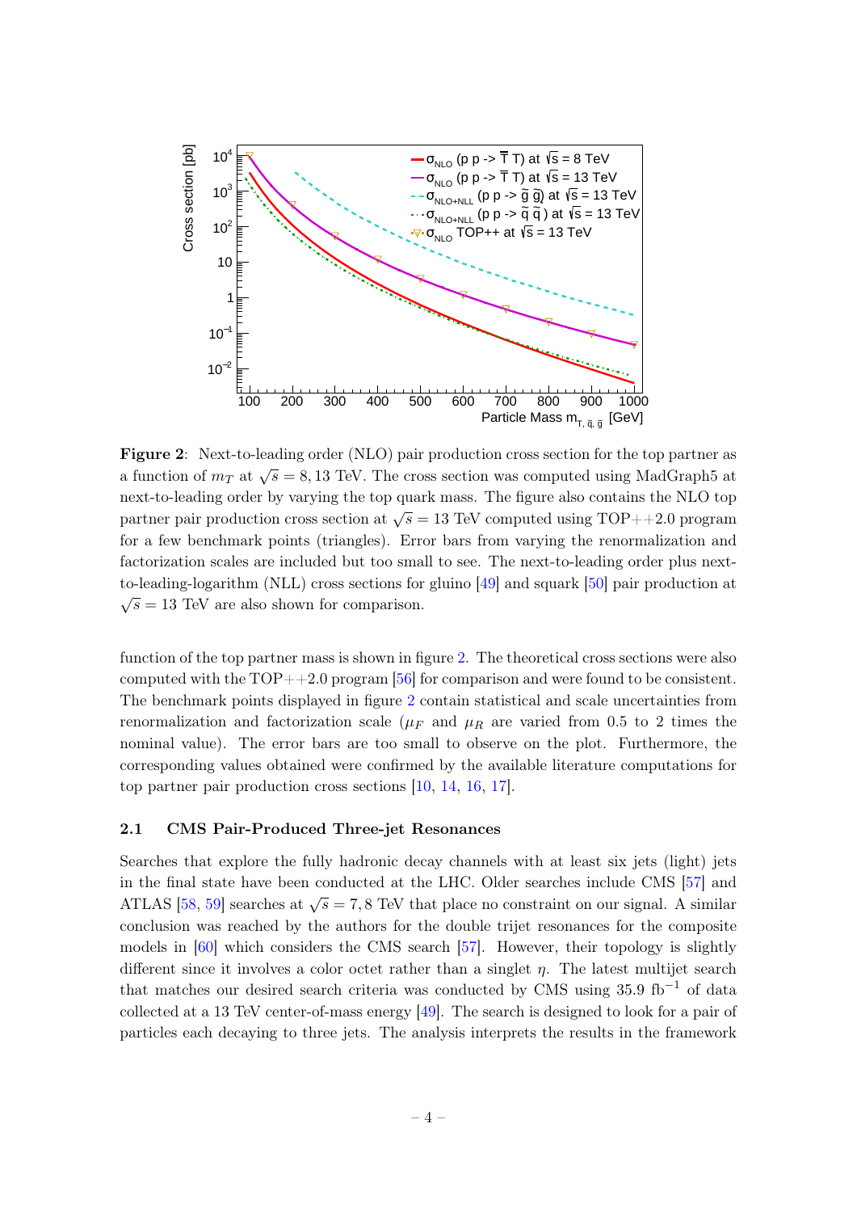**Figure 2**: Next-to-leading order (NLO) pair production cross section for the top partner as a function of $m_T$ at $\sqrt{s} = 8, 13$ TeV. The cross section was computed using MadGraph5 at next-to-leading order by varying the top quark mass. The figure also contains the NLO top partner pair production cross section at $\sqrt{s} = 13$ TeV computed using TOP++2.0 program for a few benchmark points (triangles). Error bars from varying the renormalization and factorization scales are included but too small to see. The next-to-leading order plus next-to-leading-logarithm (NLL) cross sections for gluino [49] and squark [50] pair production at $\sqrt{s} = 13$ TeV are also shown for comparison.

function of the top partner mass is shown in figure 2. The theoretical cross sections were also computed with the TOP++2.0 program [56] for comparison and were found to be consistent. The benchmark points displayed in figure 2 contain statistical and scale uncertainties from renormalization and factorization scale ($\mu_F$ and $\mu_R$ are varied from 0.5 to 2 times the nominal value). The error bars are too small to observe on the plot. Furthermore, the corresponding values obtained were confirmed by the available literature computations for top partner pair production cross sections [10, 14, 16, 17].

### 2.1 CMS Pair-Produced Three-jet Resonances

Searches that explore the fully hadronic decay channels with at least six jets (light) jets in the final state have been conducted at the LHC. Older searches include CMS [57] and ATLAS [58, 59] searches at $\sqrt{s} = 7, 8$ TeV that place no constraint on our signal. A similar conclusion was reached by the authors for the double trijet resonances for the composite models in [60] which considers the CMS search [57]. However, their topology is slightly different since it involves a color octet rather than a singlet $\eta$. The latest multijet search that matches our desired search criteria was conducted by CMS using 35.9 fb$^{-1}$ of data collected at a 13 TeV center-of-mass energy [49]. The search is designed to look for a pair of particles each decaying to three jets. The analysis interprets the results in the framework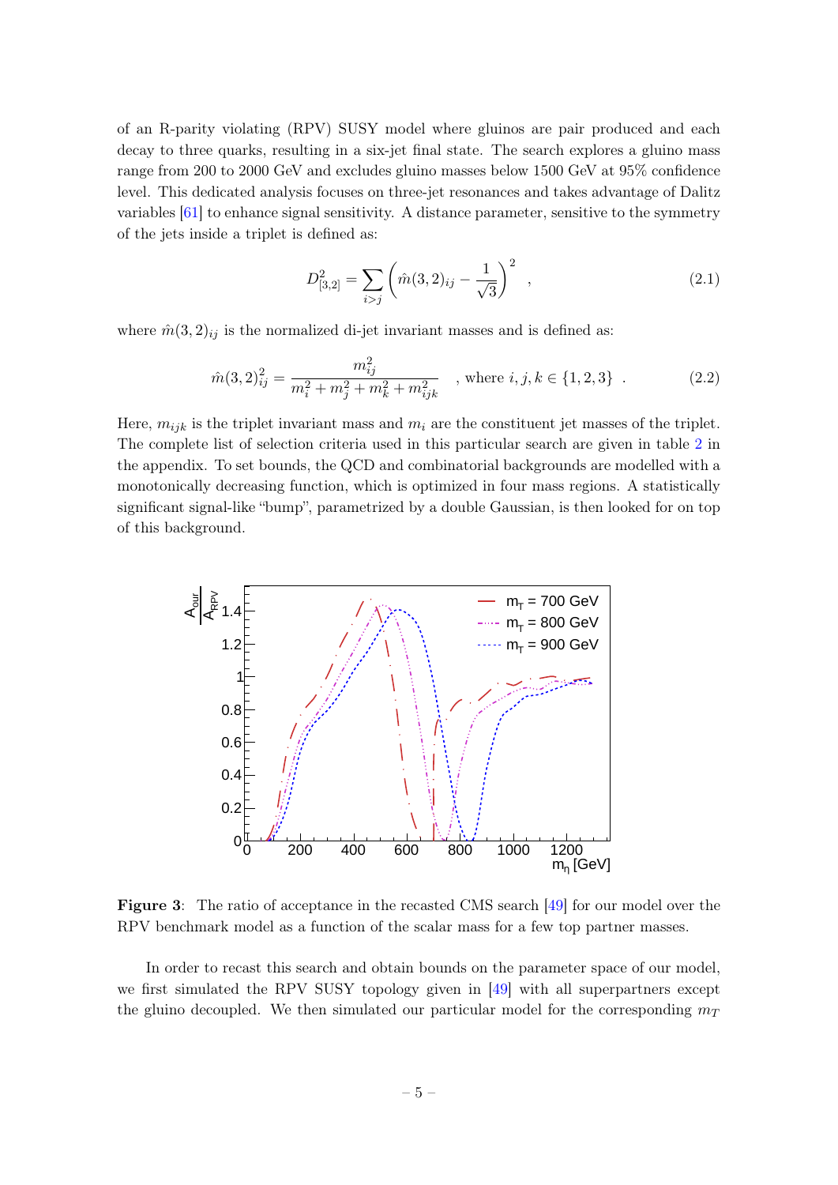of an R-parity violating (RPV) SUSY model where gluinos are pair produced and each decay to three quarks, resulting in a six-jet final state. The search explores a gluino mass range from 200 to 2000 GeV and excludes gluino masses below 1500 GeV at 95% confidence level. This dedicated analysis focuses on three-jet resonances and takes advantage of Dalitz variables [61] to enhance signal sensitivity. A distance parameter, sensitive to the symmetry of the jets inside a triplet is defined as:

$$D^2_{[3,2]} = \sum_{i>j} \left( \hat{m}(3,2)_{ij} - \frac{1}{\sqrt{3}} \right)^2 \quad , \tag{2.1}$$

where $\hat{m}(3,2)_{ij}$ is the normalized di-jet invariant masses and is defined as:

$$\hat{m}(3,2)^2_{ij} = \frac{m^2_{ij}}{m^2_i + m^2_j + m^2_k + m^2_{ijk}} \quad , \text{ where } i, j, k \in \{1, 2, 3\} \quad . \tag{2.2}$$

Here, $m_{ijk}$ is the triplet invariant mass and $m_i$ are the constituent jet masses of the triplet. The complete list of selection criteria used in this particular search are given in table 2 in the appendix. To set bounds, the QCD and combinatorial backgrounds are modelled with a monotonically decreasing function, which is optimized in four mass regions. A statistically significant signal-like "bump", parametrized by a double Gaussian, is then looked for on top of this background.

**Figure 3**: The ratio of acceptance in the recasted CMS search [49] for our model over the RPV benchmark model as a function of the scalar mass for a few top partner masses.

In order to recast this search and obtain bounds on the parameter space of our model, we first simulated the RPV SUSY topology given in [49] with all superpartners except the gluino decoupled. We then simulated our particular model for the corresponding $m_T$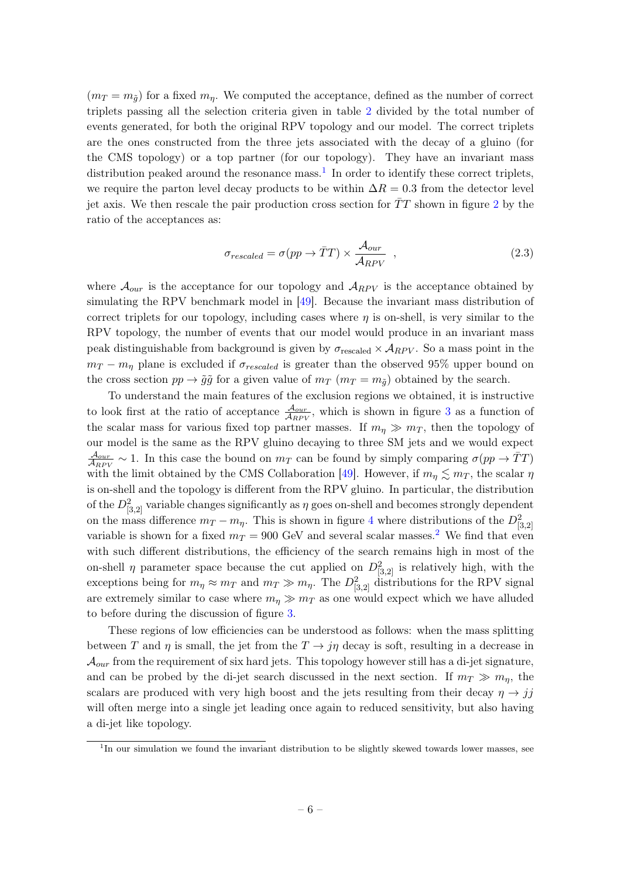($m_T = m_{\tilde{g}}$) for a fixed $m_\eta$. We computed the acceptance, defined as the number of correct triplets passing all the selection criteria given in table 2 divided by the total number of events generated, for both the original RPV topology and our model. The correct triplets are the ones constructed from the three jets associated with the decay of a gluino (for the CMS topology) or a top partner (for our topology). They have an invariant mass distribution peaked around the resonance mass.[1] In order to identify these correct triplets, we require the parton level decay products to be within $\Delta R = 0.3$ from the detector level jet axis. We then rescale the pair production cross section for $\bar{T}T$ shown in figure 2 by the ratio of the acceptances as:

$$\sigma_{rescaled} = \sigma(pp \to \bar{T}T) \times \frac{\mathcal{A}_{our}}{\mathcal{A}_{RPV}} \ , \tag{2.3}$$

where $\mathcal{A}_{our}$ is the acceptance for our topology and $\mathcal{A}_{RPV}$ is the acceptance obtained by simulating the RPV benchmark model in [49]. Because the invariant mass distribution of correct triplets for our topology, including cases where $\eta$ is on-shell, is very similar to the RPV topology, the number of events that our model would produce in an invariant mass peak distinguishable from background is given by $\sigma_{\text{rescaled}} \times \mathcal{A}_{RPV}$. So a mass point in the $m_T - m_\eta$ plane is excluded if $\sigma_{rescaled}$ is greater than the observed 95% upper bound on the cross section $pp \to \tilde{g}\tilde{g}$ for a given value of $m_T$ ($m_T = m_{\tilde{g}}$) obtained by the search.

To understand the main features of the exclusion regions we obtained, it is instructive to look first at the ratio of acceptance $\frac{\mathcal{A}_{our}}{\mathcal{A}_{RPV}}$, which is shown in figure 3 as a function of the scalar mass for various fixed top partner masses. If $m_\eta \gg m_T$, then the topology of our model is the same as the RPV gluino decaying to three SM jets and we would expect $\frac{\mathcal{A}_{our}}{\mathcal{A}_{RPV}} \sim 1$. In this case the bound on $m_T$ can be found by simply comparing $\sigma(pp \to \bar{T}T)$ with the limit obtained by the CMS Collaboration [49]. However, if $m_\eta \lesssim m_T$, the scalar $\eta$ is on-shell and the topology is different from the RPV gluino. In particular, the distribution of the $D^2_{[3,2]}$ variable changes significantly as $\eta$ goes on-shell and becomes strongly dependent on the mass difference $m_T - m_\eta$. This is shown in figure 4 where distributions of the $D^2_{[3,2]}$ variable is shown for a fixed $m_T = 900$ GeV and several scalar masses.[2] We find that even with such different distributions, the efficiency of the search remains high in most of the on-shell $\eta$ parameter space because the cut applied on $D^2_{[3,2]}$ is relatively high, with the exceptions being for $m_\eta \approx m_T$ and $m_T \gg m_\eta$. The $D^2_{[3,2]}$ distributions for the RPV signal are extremely similar to case where $m_\eta \gg m_T$ as one would expect which we have alluded to before during the discussion of figure 3.

These regions of low efficiencies can be understood as follows: when the mass splitting between $T$ and $\eta$ is small, the jet from the $T \to j\eta$ decay is soft, resulting in a decrease in $\mathcal{A}_{our}$ from the requirement of six hard jets. This topology however still has a di-jet signature, and can be probed by the di-jet search discussed in the next section. If $m_T \gg m_\eta$, the scalars are produced with very high boost and the jets resulting from their decay $\eta \to jj$ will often merge into a single jet leading once again to reduced sensitivity, but also having a di-jet like topology.

[1] In our simulation we found the invariant distribution to be slightly skewed towards lower masses, see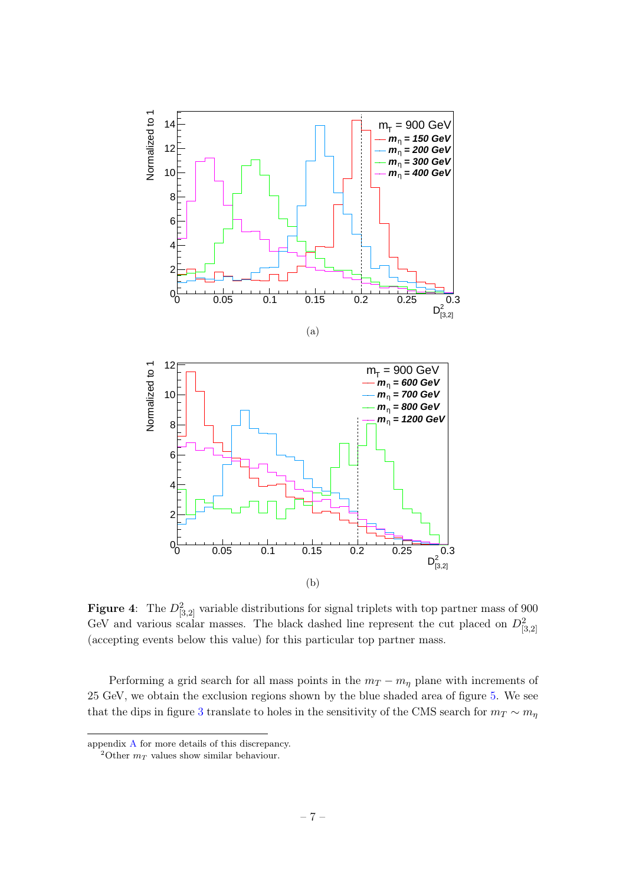(a)

(b)

**Figure 4**: The $D^2_{[3,2]}$ variable distributions for signal triplets with top partner mass of 900 GeV and various scalar masses. The black dashed line represent the cut placed on $D^2_{[3,2]}$ (accepting events below this value) for this particular top partner mass.

Performing a grid search for all mass points in the $m_T - m_\eta$ plane with increments of 25 GeV, we obtain the exclusion regions shown by the blue shaded area of figure 5. We see that the dips in figure 3 translate to holes in the sensitivity of the CMS search for $m_T \sim m_\eta$

appendix A for more details of this discrepancy.

[2]Other $m_T$ values show similar behaviour.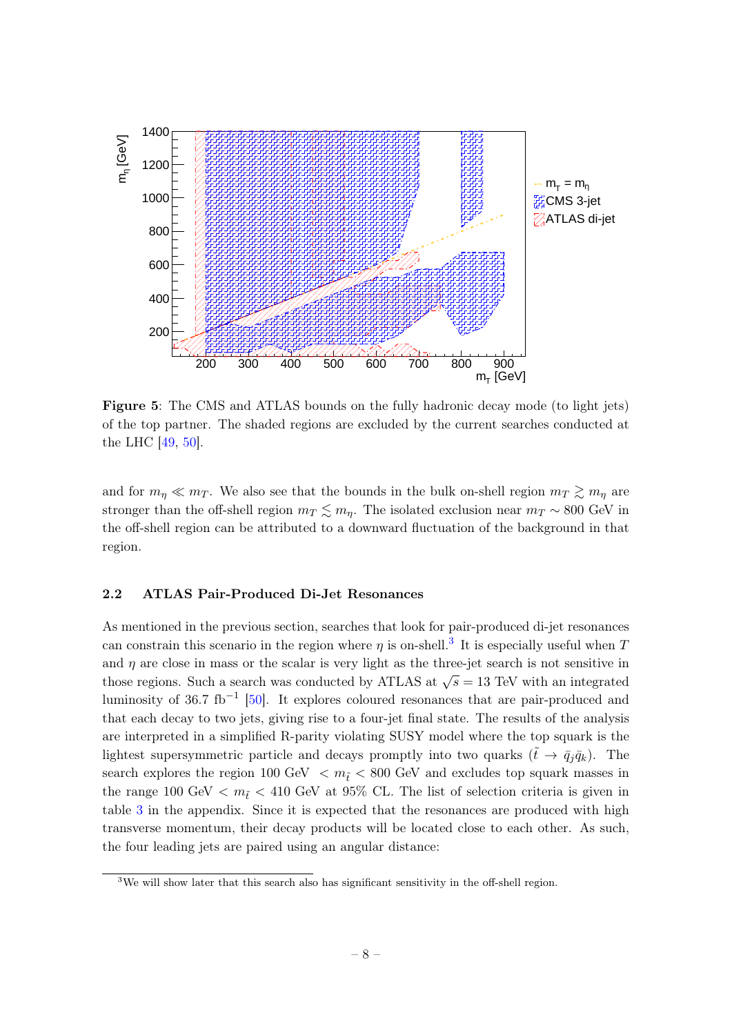**Figure 5**: The CMS and ATLAS bounds on the fully hadronic decay mode (to light jets) of the top partner. The shaded regions are excluded by the current searches conducted at the LHC [49, 50].

and for $m_\eta \ll m_T$. We also see that the bounds in the bulk on-shell region $m_T \gtrsim m_\eta$ are stronger than the off-shell region $m_T \lesssim m_\eta$. The isolated exclusion near $m_T \sim 800$ GeV in the off-shell region can be attributed to a downward fluctuation of the background in that region.

### 2.2 ATLAS Pair-Produced Di-Jet Resonances

As mentioned in the previous section, searches that look for pair-produced di-jet resonances can constrain this scenario in the region where $\eta$ is on-shell.[3] It is especially useful when $T$ and $\eta$ are close in mass or the scalar is very light as the three-jet search is not sensitive in those regions. Such a search was conducted by ATLAS at $\sqrt{s} = 13$ TeV with an integrated luminosity of 36.7 fb$^{-1}$ [50]. It explores coloured resonances that are pair-produced and that each decay to two jets, giving rise to a four-jet final state. The results of the analysis are interpreted in a simplified R-parity violating SUSY model where the top squark is the lightest supersymmetric particle and decays promptly into two quarks ($\tilde{t} \to \bar{q}_j \bar{q}_k$). The search explores the region 100 GeV $< m_{\tilde{t}} < 800$ GeV and excludes top squark masses in the range 100 GeV $< m_{\tilde{t}} < 410$ GeV at 95% CL. The list of selection criteria is given in table 3 in the appendix. Since it is expected that the resonances are produced with high transverse momentum, their decay products will be located close to each other. As such, the four leading jets are paired using an angular distance:

[3] We will show later that this search also has significant sensitivity in the off-shell region.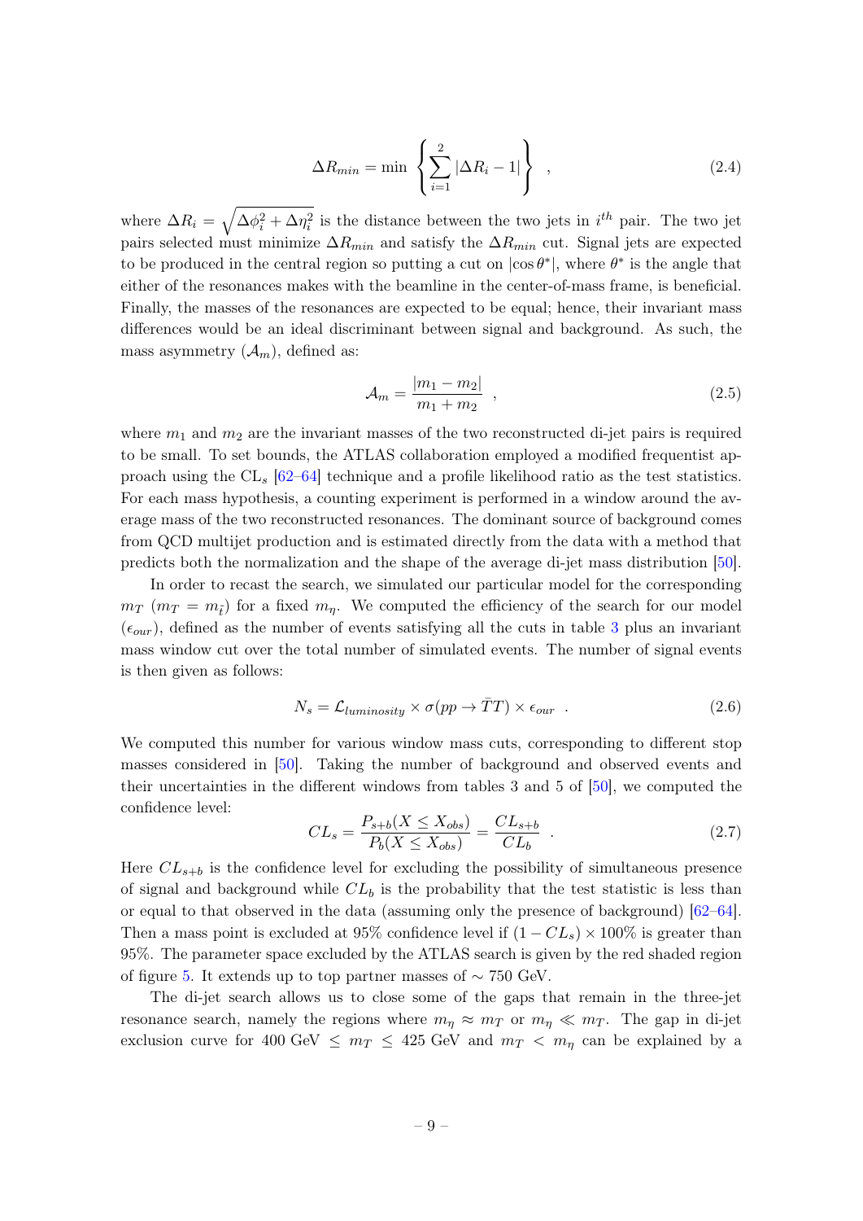$$\Delta R_{min} = \min \left\{ \sum_{i=1}^{2} |\Delta R_i - 1| \right\} \quad , \tag{2.4}$$

where $\Delta R_i = \sqrt{\Delta\phi_i^2 + \Delta\eta_i^2}$ is the distance between the two jets in $i^{th}$ pair. The two jet pairs selected must minimize $\Delta R_{min}$ and satisfy the $\Delta R_{min}$ cut. Signal jets are expected to be produced in the central region so putting a cut on $|\cos\theta^*|$, where $\theta^*$ is the angle that either of the resonances makes with the beamline in the center-of-mass frame, is beneficial. Finally, the masses of the resonances are expected to be equal; hence, their invariant mass differences would be an ideal discriminant between signal and background. As such, the mass asymmetry ($\mathcal{A}_m$), defined as:

$$\mathcal{A}_m = \frac{|m_1 - m_2|}{m_1 + m_2} \quad , \tag{2.5}$$

where $m_1$ and $m_2$ are the invariant masses of the two reconstructed di-jet pairs is required to be small. To set bounds, the ATLAS collaboration employed a modified frequentist approach using the $\text{CL}_s$ [62–64] technique and a profile likelihood ratio as the test statistics. For each mass hypothesis, a counting experiment is performed in a window around the average mass of the two reconstructed resonances. The dominant source of background comes from QCD multijet production and is estimated directly from the data with a method that predicts both the normalization and the shape of the average di-jet mass distribution [50].

In order to recast the search, we simulated our particular model for the corresponding $m_T$ ($m_T = m_{\tilde{t}}$) for a fixed $m_\eta$. We computed the efficiency of the search for our model ($\epsilon_{our}$), defined as the number of events satisfying all the cuts in table 3 plus an invariant mass window cut over the total number of simulated events. The number of signal events is then given as follows:

$$N_s = \mathcal{L}_{luminosity} \times \sigma(pp \to \bar{T}T) \times \epsilon_{our} \quad . \tag{2.6}$$

We computed this number for various window mass cuts, corresponding to different stop masses considered in [50]. Taking the number of background and observed events and their uncertainties in the different windows from tables 3 and 5 of [50], we computed the confidence level:

$$CL_s = \frac{P_{s+b}(X \leq X_{obs})}{P_b(X \leq X_{obs})} = \frac{CL_{s+b}}{CL_b} \quad . \tag{2.7}$$

Here $CL_{s+b}$ is the confidence level for excluding the possibility of simultaneous presence of signal and background while $CL_b$ is the probability that the test statistic is less than or equal to that observed in the data (assuming only the presence of background) [62–64]. Then a mass point is excluded at 95% confidence level if $(1 - CL_s) \times 100\%$ is greater than 95%. The parameter space excluded by the ATLAS search is given by the red shaded region of figure 5. It extends up to top partner masses of $\sim 750$ GeV.

The di-jet search allows us to close some of the gaps that remain in the three-jet resonance search, namely the regions where $m_\eta \approx m_T$ or $m_\eta \ll m_T$. The gap in di-jet exclusion curve for 400 GeV $\leq m_T \leq$ 425 GeV and $m_T < m_\eta$ can be explained by a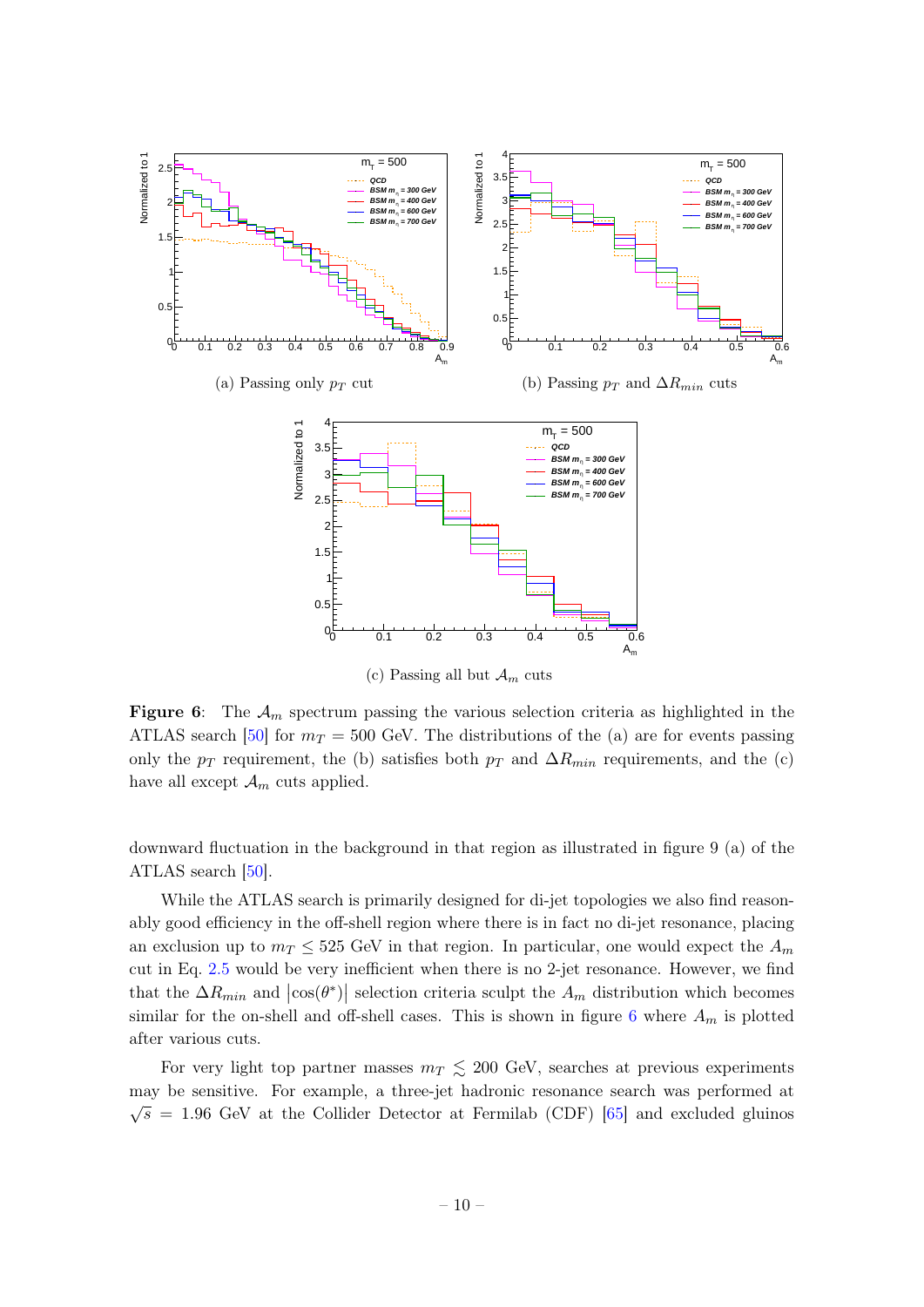(a) Passing only $p_T$ cut

(b) Passing $p_T$ and $\Delta R_{min}$ cuts

(c) Passing all but $\mathcal{A}_m$ cuts

**Figure 6**: The $\mathcal{A}_m$ spectrum passing the various selection criteria as highlighted in the ATLAS search [50] for $m_T = 500$ GeV. The distributions of the (a) are for events passing only the $p_T$ requirement, the (b) satisfies both $p_T$ and $\Delta R_{min}$ requirements, and the (c) have all except $\mathcal{A}_m$ cuts applied.

downward fluctuation in the background in that region as illustrated in figure 9 (a) of the ATLAS search [50].

While the ATLAS search is primarily designed for di-jet topologies we also find reasonably good efficiency in the off-shell region where there is in fact no di-jet resonance, placing an exclusion up to $m_T \leq 525$ GeV in that region. In particular, one would expect the $A_m$ cut in Eq. 2.5 would be very inefficient when there is no 2-jet resonance. However, we find that the $\Delta R_{min}$ and $|\cos(\theta^*)|$ selection criteria sculpt the $A_m$ distribution which becomes similar for the on-shell and off-shell cases. This is shown in figure 6 where $A_m$ is plotted after various cuts.

For very light top partner masses $m_T \lesssim 200$ GeV, searches at previous experiments may be sensitive. For example, a three-jet hadronic resonance search was performed at $\sqrt{s} = 1.96$ GeV at the Collider Detector at Fermilab (CDF) [65] and excluded gluinos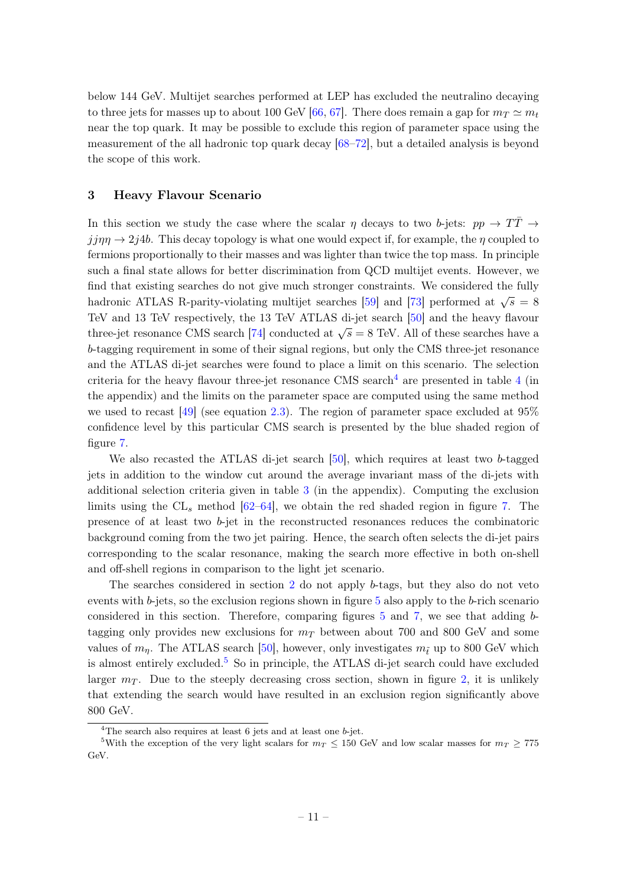below 144 GeV. Multijet searches performed at LEP has excluded the neutralino decaying to three jets for masses up to about 100 GeV [66, 67]. There does remain a gap for $m_T \simeq m_t$ near the top quark. It may be possible to exclude this region of parameter space using the measurement of the all hadronic top quark decay [68–72], but a detailed analysis is beyond the scope of this work.

## 3 Heavy Flavour Scenario

In this section we study the case where the scalar $\eta$ decays to two $b$-jets: $pp \to T\bar{T} \to jj\eta\eta \to 2j4b$. This decay topology is what one would expect if, for example, the $\eta$ coupled to fermions proportionally to their masses and was lighter than twice the top mass. In principle such a final state allows for better discrimination from QCD multijet events. However, we find that existing searches do not give much stronger constraints. We considered the fully hadronic ATLAS R-parity-violating multijet searches [59] and [73] performed at $\sqrt{s} = 8$ TeV and 13 TeV respectively, the 13 TeV ATLAS di-jet search [50] and the heavy flavour three-jet resonance CMS search [74] conducted at $\sqrt{s} = 8$ TeV. All of these searches have a $b$-tagging requirement in some of their signal regions, but only the CMS three-jet resonance and the ATLAS di-jet searches were found to place a limit on this scenario. The selection criteria for the heavy flavour three-jet resonance CMS search[4] are presented in table 4 (in the appendix) and the limits on the parameter space are computed using the same method we used to recast [49] (see equation 2.3). The region of parameter space excluded at 95% confidence level by this particular CMS search is presented by the blue shaded region of figure 7.

We also recasted the ATLAS di-jet search [50], which requires at least two $b$-tagged jets in addition to the window cut around the average invariant mass of the di-jets with additional selection criteria given in table 3 (in the appendix). Computing the exclusion limits using the CL$_s$ method [62–64], we obtain the red shaded region in figure 7. The presence of at least two $b$-jet in the reconstructed resonances reduces the combinatoric background coming from the two jet pairing. Hence, the search often selects the di-jet pairs corresponding to the scalar resonance, making the search more effective in both on-shell and off-shell regions in comparison to the light jet scenario.

The searches considered in section 2 do not apply $b$-tags, but they also do not veto events with $b$-jets, so the exclusion regions shown in figure 5 also apply to the $b$-rich scenario considered in this section. Therefore, comparing figures 5 and 7, we see that adding $b$-tagging only provides new exclusions for $m_T$ between about 700 and 800 GeV and some values of $m_\eta$. The ATLAS search [50], however, only investigates $m_{\tilde{t}}$ up to 800 GeV which is almost entirely excluded.[5] So in principle, the ATLAS di-jet search could have excluded larger $m_T$. Due to the steeply decreasing cross section, shown in figure 2, it is unlikely that extending the search would have resulted in an exclusion region significantly above 800 GeV.

---

[4] The search also requires at least 6 jets and at least one $b$-jet.

[5] With the exception of the very light scalars for $m_T \leq 150$ GeV and low scalar masses for $m_T \geq 775$ GeV.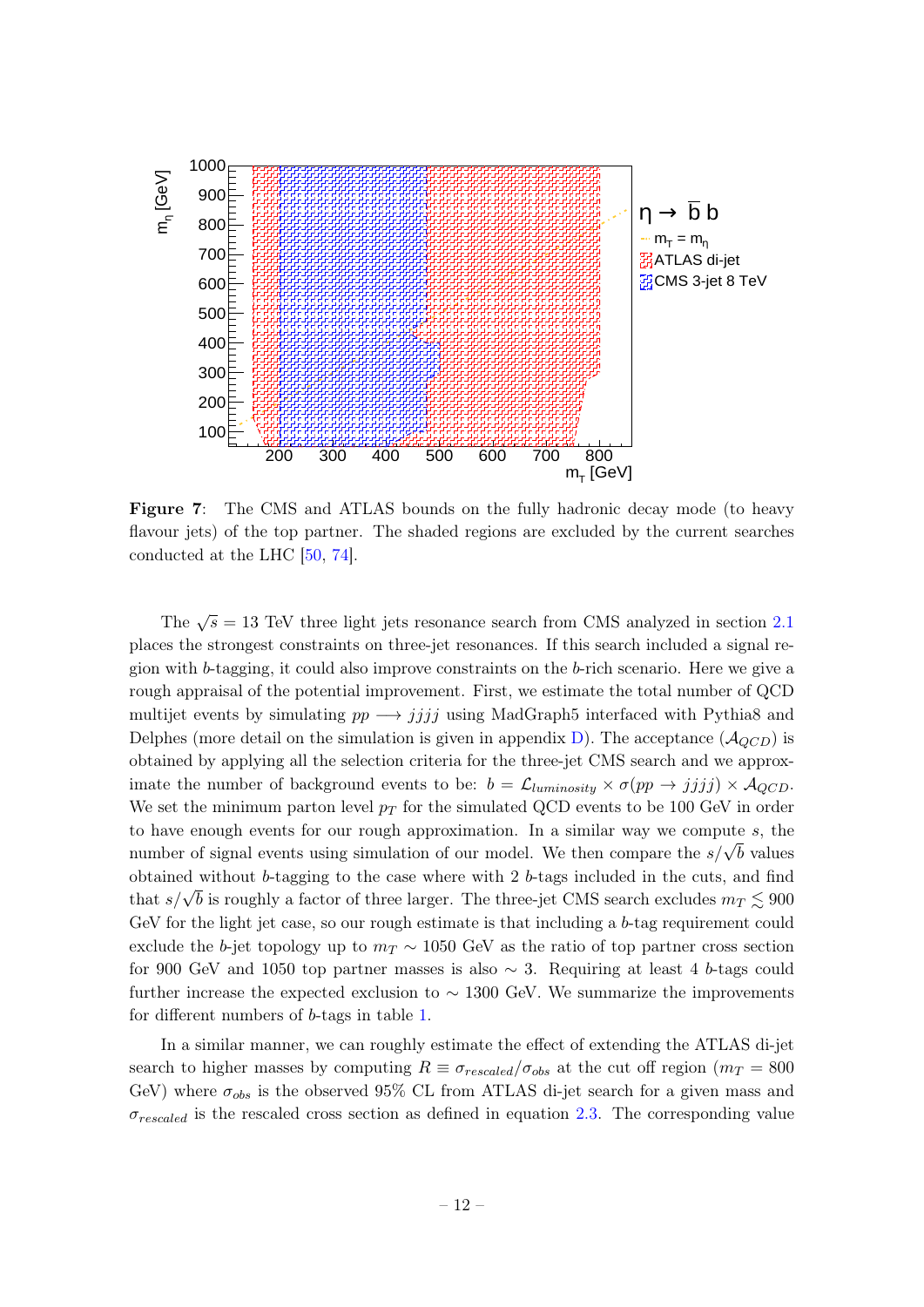**Figure 7**: The CMS and ATLAS bounds on the fully hadronic decay mode (to heavy flavour jets) of the top partner. The shaded regions are excluded by the current searches conducted at the LHC [50, 74].

The $\sqrt{s} = 13$ TeV three light jets resonance search from CMS analyzed in section 2.1 places the strongest constraints on three-jet resonances. If this search included a signal region with $b$-tagging, it could also improve constraints on the $b$-rich scenario. Here we give a rough appraisal of the potential improvement. First, we estimate the total number of QCD multijet events by simulating $pp \longrightarrow jjjj$ using MadGraph5 interfaced with Pythia8 and Delphes (more detail on the simulation is given in appendix D). The acceptance ($\mathcal{A}_{QCD}$) is obtained by applying all the selection criteria for the three-jet CMS search and we approximate the number of background events to be: $b = \mathcal{L}_{luminosity} \times \sigma(pp \to jjjj) \times \mathcal{A}_{QCD}$. We set the minimum parton level $p_T$ for the simulated QCD events to be 100 GeV in order to have enough events for our rough approximation. In a similar way we compute $s$, the number of signal events using simulation of our model. We then compare the $s/\sqrt{b}$ values obtained without $b$-tagging to the case where with 2 $b$-tags included in the cuts, and find that $s/\sqrt{b}$ is roughly a factor of three larger. The three-jet CMS search excludes $m_T \lesssim 900$ GeV for the light jet case, so our rough estimate is that including a $b$-tag requirement could exclude the $b$-jet topology up to $m_T \sim 1050$ GeV as the ratio of top partner cross section for 900 GeV and 1050 top partner masses is also $\sim 3$. Requiring at least 4 $b$-tags could further increase the expected exclusion to $\sim 1300$ GeV. We summarize the improvements for different numbers of $b$-tags in table 1.

In a similar manner, we can roughly estimate the effect of extending the ATLAS di-jet search to higher masses by computing $R \equiv \sigma_{rescaled}/\sigma_{obs}$ at the cut off region ($m_T = 800$ GeV) where $\sigma_{obs}$ is the observed 95% CL from ATLAS di-jet search for a given mass and $\sigma_{rescaled}$ is the rescaled cross section as defined in equation 2.3. The corresponding value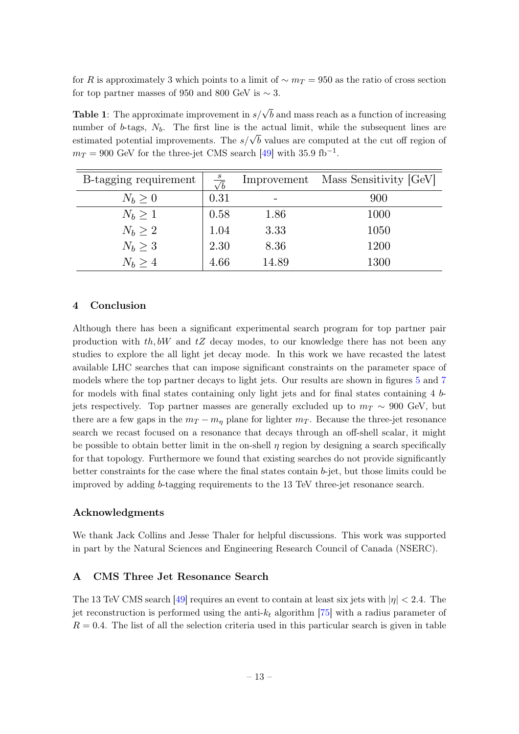for $R$ is approximately 3 which points to a limit of $\sim m_T = 950$ as the ratio of cross section for top partner masses of 950 and 800 GeV is $\sim 3$.

**Table 1**: The approximate improvement in $s/\sqrt{b}$ and mass reach as a function of increasing number of $b$-tags, $N_b$. The first line is the actual limit, while the subsequent lines are estimated potential improvements. The $s/\sqrt{b}$ values are computed at the cut off region of $m_T = 900$ GeV for the three-jet CMS search [49] with 35.9 fb$^{-1}$.

| B-tagging requirement | $\frac{s}{\sqrt{b}}$ | Improvement | Mass Sensitivity [GeV] |
|---|---|---|---|
| $N_b \geq 0$ | 0.31 | - | 900 |
| $N_b \geq 1$ | 0.58 | 1.86 | 1000 |
| $N_b \geq 2$ | 1.04 | 3.33 | 1050 |
| $N_b \geq 3$ | 2.30 | 8.36 | 1200 |
| $N_b \geq 4$ | 4.66 | 14.89 | 1300 |

## 4 Conclusion

Although there has been a significant experimental search program for top partner pair production with $th, bW$ and $tZ$ decay modes, to our knowledge there has not been any studies to explore the all light jet decay mode. In this work we have recasted the latest available LHC searches that can impose significant constraints on the parameter space of models where the top partner decays to light jets. Our results are shown in figures 5 and 7 for models with final states containing only light jets and for final states containing 4 $b$-jets respectively. Top partner masses are generally excluded up to $m_T \sim 900$ GeV, but there are a few gaps in the $m_T - m_\eta$ plane for lighter $m_T$. Because the three-jet resonance search we recast focused on a resonance that decays through an off-shell scalar, it might be possible to obtain better limit in the on-shell $\eta$ region by designing a search specifically for that topology. Furthermore we found that existing searches do not provide significantly better constraints for the case where the final states contain $b$-jet, but those limits could be improved by adding $b$-tagging requirements to the 13 TeV three-jet resonance search.

### Acknowledgments

We thank Jack Collins and Jesse Thaler for helpful discussions. This work was supported in part by the Natural Sciences and Engineering Research Council of Canada (NSERC).

## A CMS Three Jet Resonance Search

The 13 TeV CMS search [49] requires an event to contain at least six jets with $|\eta| < 2.4$. The jet reconstruction is performed using the anti-$k_t$ algorithm [75] with a radius parameter of $R = 0.4$. The list of all the selection criteria used in this particular search is given in table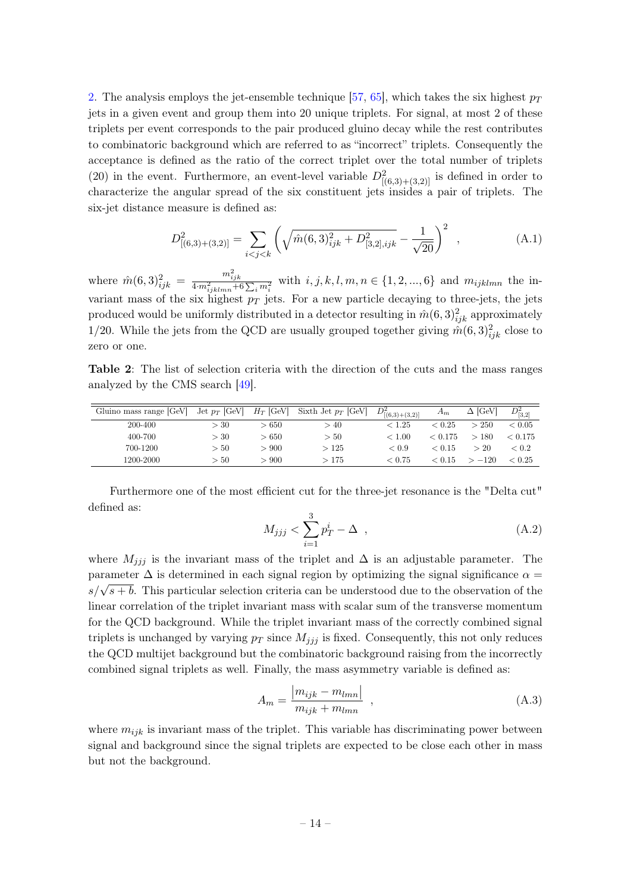2. The analysis employs the jet-ensemble technique [57, 65], which takes the six highest $p_T$ jets in a given event and group them into 20 unique triplets. For signal, at most 2 of these triplets per event corresponds to the pair produced gluino decay while the rest contributes to combinatoric background which are referred to as "incorrect" triplets. Consequently the acceptance is defined as the ratio of the correct triplet over the total number of triplets (20) in the event. Furthermore, an event-level variable $D^2_{[(6,3)+(3,2)]}$ is defined in order to characterize the angular spread of the six constituent jets insides a pair of triplets. The six-jet distance measure is defined as:

$$D^2_{[(6,3)+(3,2)]} = \sum_{i<j<k} \left( \sqrt{\hat{m}(6,3)^2_{ijk} + D^2_{[3,2],ijk}} - \frac{1}{\sqrt{20}} \right)^2 \quad , \tag{A.1}$$

where $\hat{m}(6,3)^2_{ijk} = \frac{m^2_{ijk}}{4 \cdot m^2_{ijklmn} + 6 \sum_i m^2_i}$ with $i, j, k, l, m, n \in \{1, 2, ..., 6\}$ and $m_{ijklmn}$ the invariant mass of the six highest $p_T$ jets. For a new particle decaying to three-jets, the jets produced would be uniformly distributed in a detector resulting in $\hat{m}(6,3)^2_{ijk}$ approximately 1/20. While the jets from the QCD are usually grouped together giving $\hat{m}(6,3)^2_{ijk}$ close to zero or one.

**Table 2**: The list of selection criteria with the direction of the cuts and the mass ranges analyzed by the CMS search [49].

| Gluino mass range [GeV] | Jet $p_T$ [GeV] | $H_T$ [GeV] | Sixth Jet $p_T$ [GeV] | $D^2_{[(6,3)+(3,2)]}$ | $A_m$ | $\Delta$ [GeV] | $D^2_{[3,2]}$ |
|---|---|---|---|---|---|---|---|
| 200-400 | $> 30$ | $> 650$ | $> 40$ | $< 1.25$ | $< 0.25$ | $> 250$ | $< 0.05$ |
| 400-700 | $> 30$ | $> 650$ | $> 50$ | $< 1.00$ | $< 0.175$ | $> 180$ | $< 0.175$ |
| 700-1200 | $> 50$ | $> 900$ | $> 125$ | $< 0.9$ | $< 0.15$ | $> 20$ | $< 0.2$ |
| 1200-2000 | $> 50$ | $> 900$ | $> 175$ | $< 0.75$ | $< 0.15$ | $> -120$ | $< 0.25$ |

Furthermore one of the most efficient cut for the three-jet resonance is the "Delta cut" defined as:

$$M_{jjj} < \sum_{i=1}^{3} p^i_T - \Delta \quad , \tag{A.2}$$

where $M_{jjj}$ is the invariant mass of the triplet and $\Delta$ is an adjustable parameter. The parameter $\Delta$ is determined in each signal region by optimizing the signal significance $\alpha = s/\sqrt{s+b}$. This particular selection criteria can be understood due to the observation of the linear correlation of the triplet invariant mass with scalar sum of the transverse momentum for the QCD background. While the triplet invariant mass of the correctly combined signal triplets is unchanged by varying $p_T$ since $M_{jjj}$ is fixed. Consequently, this not only reduces the QCD multijet background but the combinatoric background raising from the incorrectly combined signal triplets as well. Finally, the mass asymmetry variable is defined as:

$$A_m = \frac{|m_{ijk} - m_{lmn}|}{m_{ijk} + m_{lmn}} \quad , \tag{A.3}$$

where $m_{ijk}$ is invariant mass of the triplet. This variable has discriminating power between signal and background since the signal triplets are expected to be close each other in mass but not the background.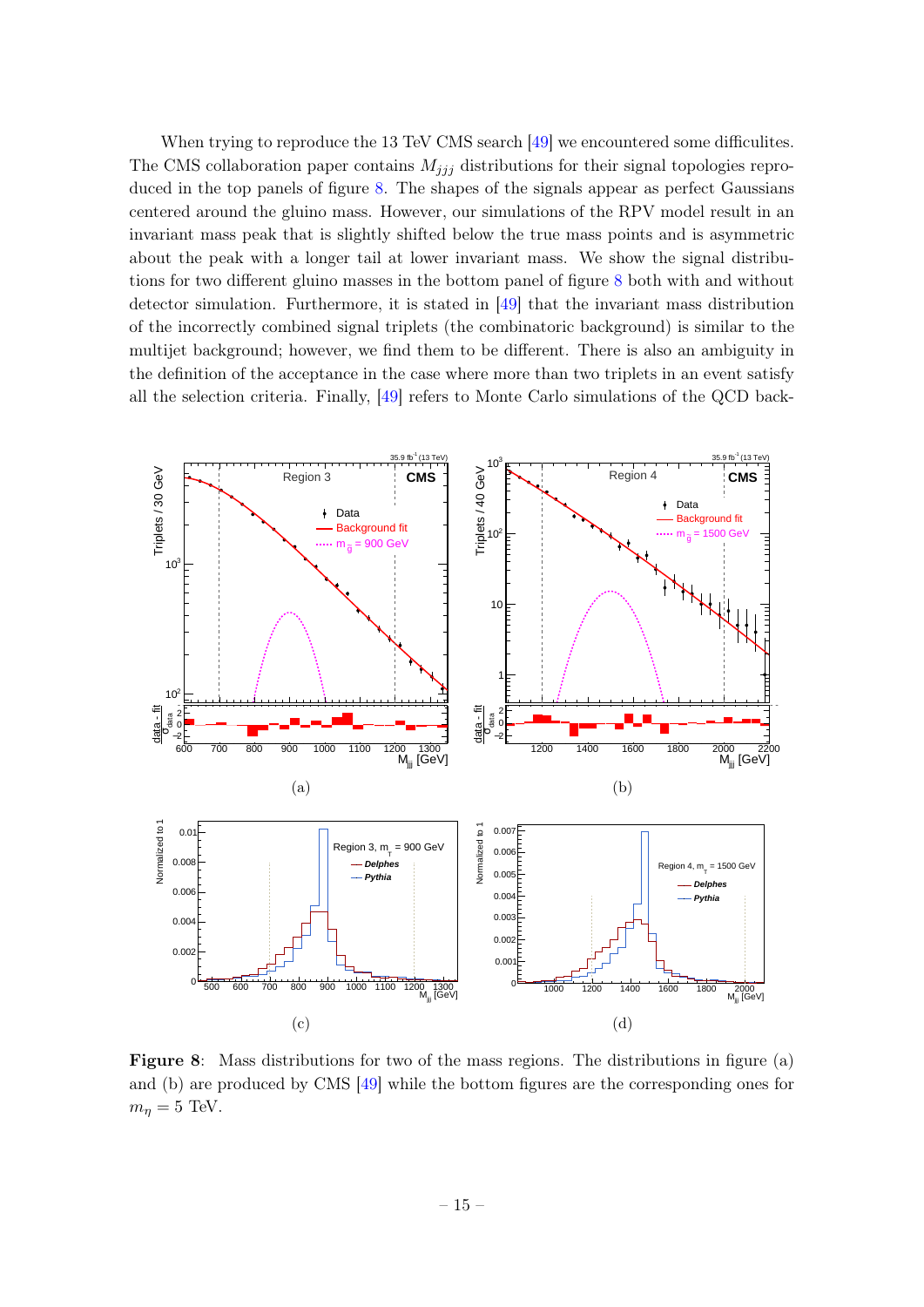When trying to reproduce the 13 TeV CMS search [49] we encountered some difficulites. The CMS collaboration paper contains $M_{jjj}$ distributions for their signal topologies reproduced in the top panels of figure 8. The shapes of the signals appear as perfect Gaussians centered around the gluino mass. However, our simulations of the RPV model result in an invariant mass peak that is slightly shifted below the true mass points and is asymmetric about the peak with a longer tail at lower invariant mass. We show the signal distributions for two different gluino masses in the bottom panel of figure 8 both with and without detector simulation. Furthermore, it is stated in [49] that the invariant mass distribution of the incorrectly combined signal triplets (the combinatoric background) is similar to the multijet background; however, we find them to be different. There is also an ambiguity in the definition of the acceptance in the case where more than two triplets in an event satisfy all the selection criteria. Finally, [49] refers to Monte Carlo simulations of the QCD back-

(a)

(b)

(c)

(d)

**Figure 8**: Mass distributions for two of the mass regions. The distributions in figure (a) and (b) are produced by CMS [49] while the bottom figures are the corresponding ones for $m_\eta = 5$ TeV.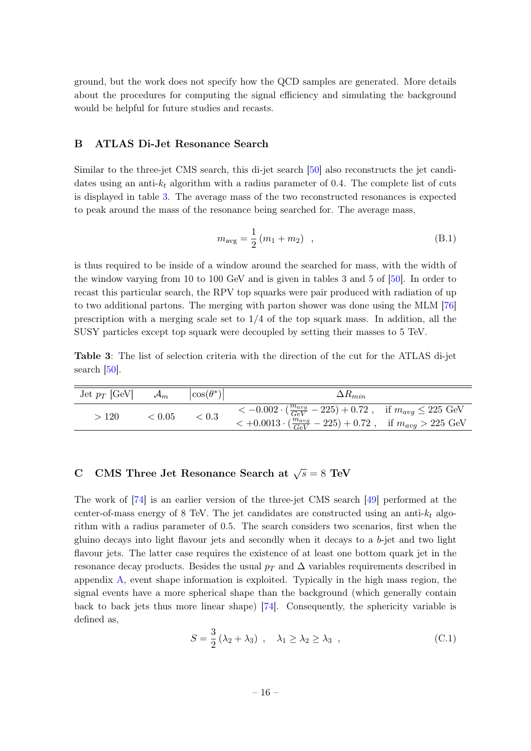ground, but the work does not specify how the QCD samples are generated. More details about the procedures for computing the signal efficiency and simulating the background would be helpful for future studies and recasts.

## B ATLAS Di-Jet Resonance Search

Similar to the three-jet CMS search, this di-jet search [50] also reconstructs the jet candidates using an anti-$k_t$ algorithm with a radius parameter of 0.4. The complete list of cuts is displayed in table 3. The average mass of the two reconstructed resonances is expected to peak around the mass of the resonance being searched for. The average mass,

$$m_{\text{avg}} = \frac{1}{2}\left(m_1 + m_2\right) \quad , \tag{B.1}$$

is thus required to be inside of a window around the searched for mass, with the width of the window varying from 10 to 100 GeV and is given in tables 3 and 5 of [50]. In order to recast this particular search, the RPV top squarks were pair produced with radiation of up to two additional partons. The merging with parton shower was done using the MLM [76] prescription with a merging scale set to 1/4 of the top squark mass. In addition, all the SUSY particles except top squark were decoupled by setting their masses to 5 TeV.

**Table 3**: The list of selection criteria with the direction of the cut for the ATLAS di-jet search [50].

| Jet $p_T$ [GeV] | $\mathcal{A}_m$ | $\lvert\cos(\theta^*)\rvert$ | $\Delta R_{min}$ |
|---|---|---|---|
| $> 120$ | $< 0.05$ | $< 0.3$ | $< -0.002 \cdot (\frac{m_{avg}}{GeV} - 225) + 0.72\,,\quad$ if $m_{avg} \leq 225$ GeV <br> $< +0.0013 \cdot (\frac{m_{avg}}{GeV} - 225) + 0.72\,,\quad$ if $m_{avg} > 225$ GeV |

## C CMS Three Jet Resonance Search at $\sqrt{s} = 8$ TeV

The work of [74] is an earlier version of the three-jet CMS search [49] performed at the center-of-mass energy of 8 TeV. The jet candidates are constructed using an anti-$k_t$ algorithm with a radius parameter of 0.5. The search considers two scenarios, first when the gluino decays into light flavour jets and secondly when it decays to a $b$-jet and two light flavour jets. The latter case requires the existence of at least one bottom quark jet in the resonance decay products. Besides the usual $p_T$ and $\Delta$ variables requirements described in appendix A, event shape information is exploited. Typically in the high mass region, the signal events have a more spherical shape than the background (which generally contain back to back jets thus more linear shape) [74]. Consequently, the sphericity variable is defined as,

$$S = \frac{3}{2}\left(\lambda_2 + \lambda_3\right) \ , \quad \lambda_1 \geq \lambda_2 \geq \lambda_3 \ , \tag{C.1}$$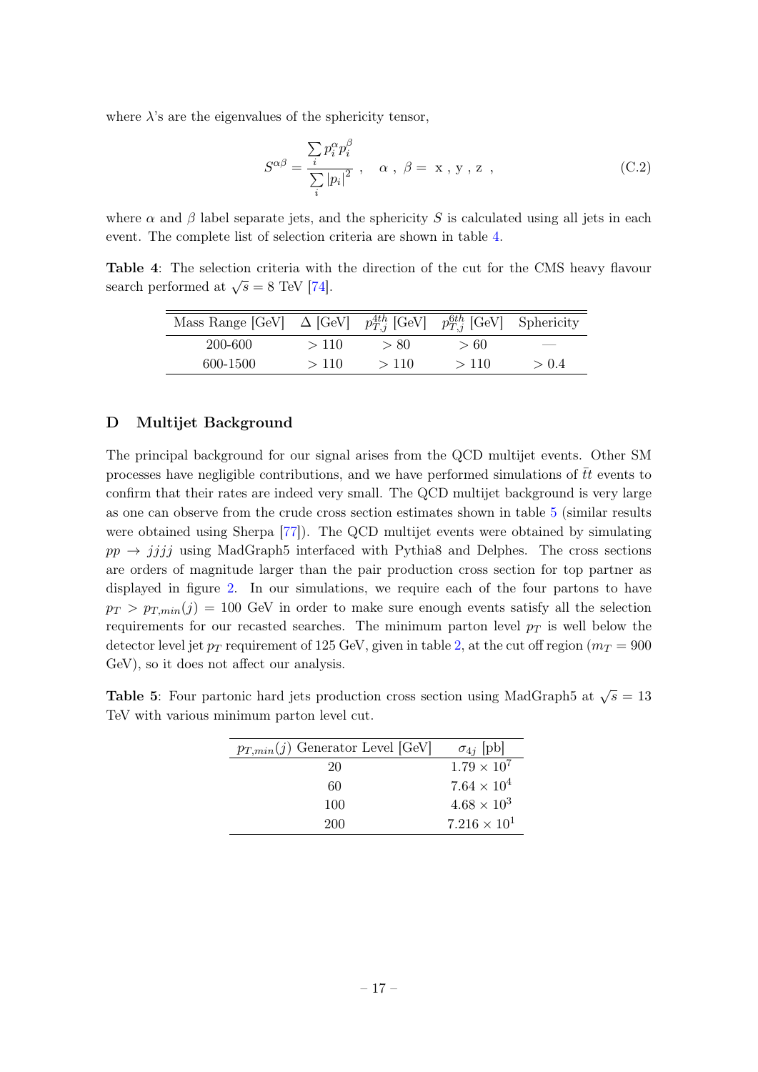where $\lambda$'s are the eigenvalues of the sphericity tensor,

$$S^{\alpha\beta} = \frac{\sum_i p_i^\alpha p_i^\beta}{\sum_i |p_i|^2} \;, \quad \alpha \;, \; \beta = \; \mathrm{x} \;, \mathrm{y} \;, \mathrm{z} \;, \tag{C.2}$$

where $\alpha$ and $\beta$ label separate jets, and the sphericity $S$ is calculated using all jets in each event. The complete list of selection criteria are shown in table 4.

**Table 4**: The selection criteria with the direction of the cut for the CMS heavy flavour search performed at $\sqrt{s} = 8$ TeV [74].

| Mass Range [GeV] | $\Delta$ [GeV] | $p_{T,j}^{4th}$ [GeV] | $p_{T,j}^{6th}$ [GeV] | Sphericity |
|---|---|---|---|---|
| 200-600 | $> 110$ | $> 80$ | $> 60$ | — |
| 600-1500 | $> 110$ | $> 110$ | $> 110$ | $> 0.4$ |

## D Multijet Background

The principal background for our signal arises from the QCD multijet events. Other SM processes have negligible contributions, and we have performed simulations of $\bar{t}t$ events to confirm that their rates are indeed very small. The QCD multijet background is very large as one can observe from the crude cross section estimates shown in table 5 (similar results were obtained using Sherpa [77]). The QCD multijet events were obtained by simulating $pp \rightarrow jjjj$ using MadGraph5 interfaced with Pythia8 and Delphes. The cross sections are orders of magnitude larger than the pair production cross section for top partner as displayed in figure 2. In our simulations, we require each of the four partons to have $p_T > p_{T,min}(j) = 100$ GeV in order to make sure enough events satisfy all the selection requirements for our recasted searches. The minimum parton level $p_T$ is well below the detector level jet $p_T$ requirement of 125 GeV, given in table 2, at the cut off region ($m_T = 900$ GeV), so it does not affect our analysis.

**Table 5**: Four partonic hard jets production cross section using MadGraph5 at $\sqrt{s} = 13$ TeV with various minimum parton level cut.

| $p_{T,min}(j)$ Generator Level [GeV] | $\sigma_{4j}$ [pb] |
|---|---|
| 20 | $1.79 \times 10^7$ |
| 60 | $7.64 \times 10^4$ |
| 100 | $4.68 \times 10^3$ |
| 200 | $7.216 \times 10^1$ |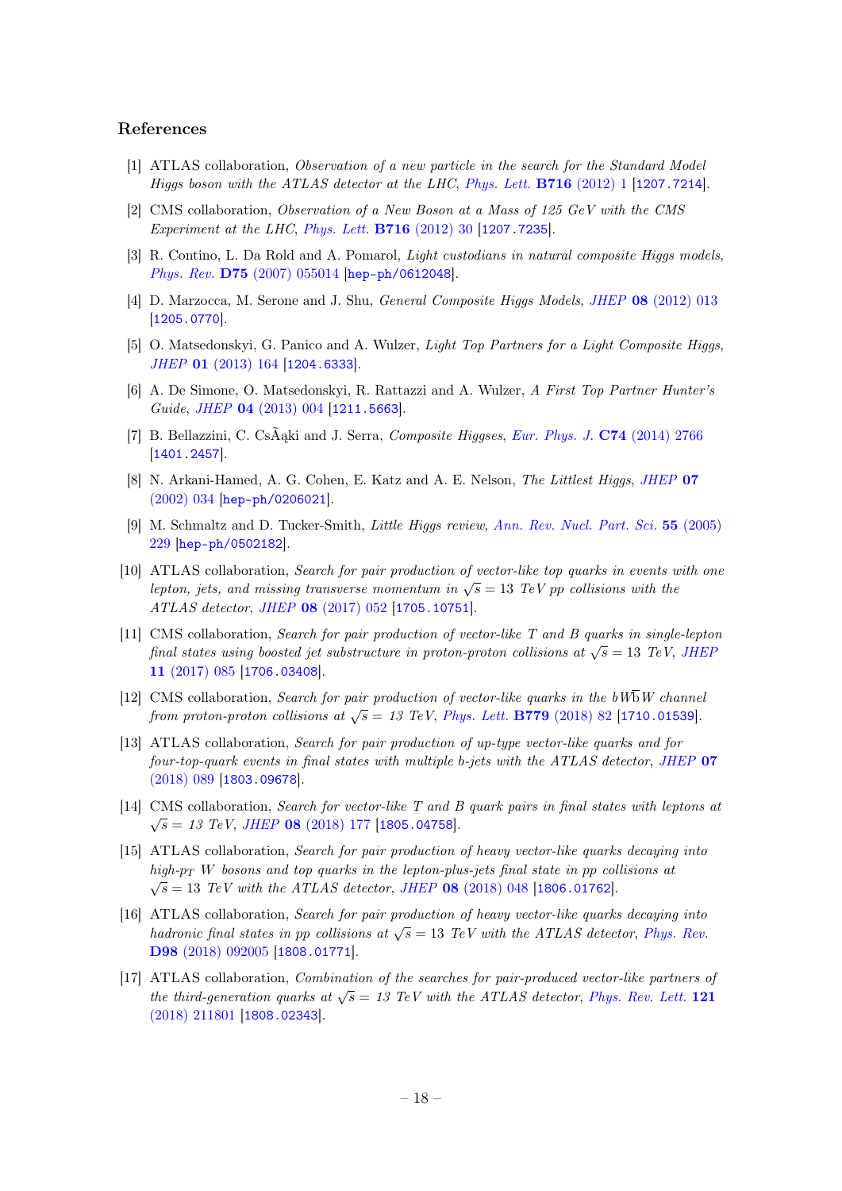## References

[1] ATLAS collaboration, *Observation of a new particle in the search for the Standard Model Higgs boson with the ATLAS detector at the LHC*, *Phys. Lett.* **B716** (2012) 1 [1207.7214].

[2] CMS collaboration, *Observation of a New Boson at a Mass of 125 GeV with the CMS Experiment at the LHC*, *Phys. Lett.* **B716** (2012) 30 [1207.7235].

[3] R. Contino, L. Da Rold and A. Pomarol, *Light custodians in natural composite Higgs models*, *Phys. Rev.* **D75** (2007) 055014 [hep-ph/0612048].

[4] D. Marzocca, M. Serone and J. Shu, *General Composite Higgs Models*, *JHEP* **08** (2012) 013 [1205.0770].

[5] O. Matsedonskyi, G. Panico and A. Wulzer, *Light Top Partners for a Light Composite Higgs*, *JHEP* **01** (2013) 164 [1204.6333].

[6] A. De Simone, O. Matsedonskyi, R. Rattazzi and A. Wulzer, *A First Top Partner Hunter's Guide*, *JHEP* **04** (2013) 004 [1211.5663].

[7] B. Bellazzini, C. CsÃąki and J. Serra, *Composite Higgses*, *Eur. Phys. J.* **C74** (2014) 2766 [1401.2457].

[8] N. Arkani-Hamed, A. G. Cohen, E. Katz and A. E. Nelson, *The Littlest Higgs*, *JHEP* **07** (2002) 034 [hep-ph/0206021].

[9] M. Schmaltz and D. Tucker-Smith, *Little Higgs review*, *Ann. Rev. Nucl. Part. Sci.* **55** (2005) 229 [hep-ph/0502182].

[10] ATLAS collaboration, *Search for pair production of vector-like top quarks in events with one lepton, jets, and missing transverse momentum in $\sqrt{s} = 13$ TeV pp collisions with the ATLAS detector*, *JHEP* **08** (2017) 052 [1705.10751].

[11] CMS collaboration, *Search for pair production of vector-like T and B quarks in single-lepton final states using boosted jet substructure in proton-proton collisions at $\sqrt{s} = 13$ TeV*, *JHEP* **11** (2017) 085 [1706.03408].

[12] CMS collaboration, *Search for pair production of vector-like quarks in the $bW\overline{b}W$ channel from proton-proton collisions at $\sqrt{s} = 13$ TeV*, *Phys. Lett.* **B779** (2018) 82 [1710.01539].

[13] ATLAS collaboration, *Search for pair production of up-type vector-like quarks and for four-top-quark events in final states with multiple b-jets with the ATLAS detector*, *JHEP* **07** (2018) 089 [1803.09678].

[14] CMS collaboration, *Search for vector-like T and B quark pairs in final states with leptons at $\sqrt{s} = 13$ TeV*, *JHEP* **08** (2018) 177 [1805.04758].

[15] ATLAS collaboration, *Search for pair production of heavy vector-like quarks decaying into high-$p_T$ W bosons and top quarks in the lepton-plus-jets final state in pp collisions at $\sqrt{s} = 13$ TeV with the ATLAS detector*, *JHEP* **08** (2018) 048 [1806.01762].

[16] ATLAS collaboration, *Search for pair production of heavy vector-like quarks decaying into hadronic final states in pp collisions at $\sqrt{s} = 13$ TeV with the ATLAS detector*, *Phys. Rev.* **D98** (2018) 092005 [1808.01771].

[17] ATLAS collaboration, *Combination of the searches for pair-produced vector-like partners of the third-generation quarks at $\sqrt{s} = 13$ TeV with the ATLAS detector*, *Phys. Rev. Lett.* **121** (2018) 211801 [1808.02343].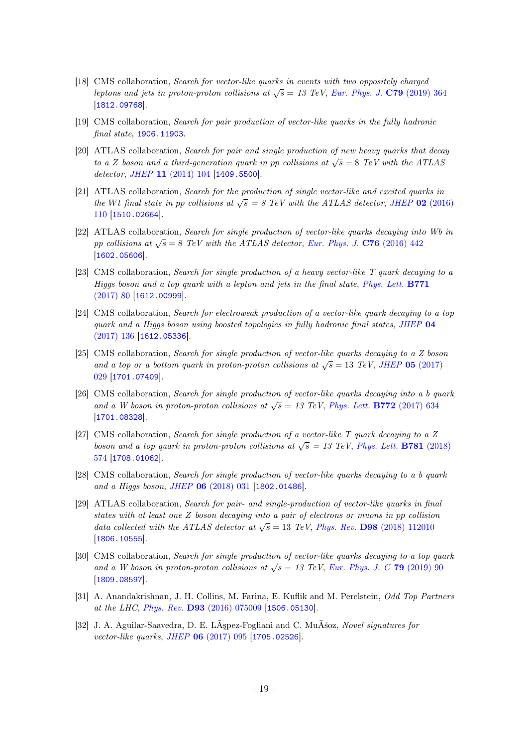[18] CMS collaboration, *Search for vector-like quarks in events with two oppositely charged leptons and jets in proton-proton collisions at $\sqrt{s} = 13$ TeV*, *Eur. Phys. J.* **C79** (2019) 364 [1812.09768].

[19] CMS collaboration, *Search for pair production of vector-like quarks in the fully hadronic final state*, 1906.11903.

[20] ATLAS collaboration, *Search for pair and single production of new heavy quarks that decay to a Z boson and a third-generation quark in pp collisions at $\sqrt{s} = 8$ TeV with the ATLAS detector*, *JHEP* **11** (2014) 104 [1409.5500].

[21] ATLAS collaboration, *Search for the production of single vector-like and excited quarks in the Wt final state in pp collisions at $\sqrt{s} = 8$ TeV with the ATLAS detector*, *JHEP* **02** (2016) 110 [1510.02664].

[22] ATLAS collaboration, *Search for single production of vector-like quarks decaying into Wb in pp collisions at $\sqrt{s} = 8$ TeV with the ATLAS detector*, *Eur. Phys. J.* **C76** (2016) 442 [1602.05606].

[23] CMS collaboration, *Search for single production of a heavy vector-like T quark decaying to a Higgs boson and a top quark with a lepton and jets in the final state*, *Phys. Lett.* **B771** (2017) 80 [1612.00999].

[24] CMS collaboration, *Search for electroweak production of a vector-like quark decaying to a top quark and a Higgs boson using boosted topologies in fully hadronic final states*, *JHEP* **04** (2017) 136 [1612.05336].

[25] CMS collaboration, *Search for single production of vector-like quarks decaying to a Z boson and a top or a bottom quark in proton-proton collisions at $\sqrt{s} = 13$ TeV*, *JHEP* **05** (2017) 029 [1701.07409].

[26] CMS collaboration, *Search for single production of vector-like quarks decaying into a b quark and a W boson in proton-proton collisions at $\sqrt{s} = 13$ TeV*, *Phys. Lett.* **B772** (2017) 634 [1701.08328].

[27] CMS collaboration, *Search for single production of a vector-like T quark decaying to a Z boson and a top quark in proton-proton collisions at $\sqrt{s} = 13$ TeV*, *Phys. Lett.* **B781** (2018) 574 [1708.01062].

[28] CMS collaboration, *Search for single production of vector-like quarks decaying to a b quark and a Higgs boson*, *JHEP* **06** (2018) 031 [1802.01486].

[29] ATLAS collaboration, *Search for pair- and single-production of vector-like quarks in final states with at least one Z boson decaying into a pair of electrons or muons in pp collision data collected with the ATLAS detector at $\sqrt{s} = 13$ TeV*, *Phys. Rev.* **D98** (2018) 112010 [1806.10555].

[30] CMS collaboration, *Search for single production of vector-like quarks decaying to a top quark and a W boson in proton-proton collisions at $\sqrt{s} = 13$ TeV*, *Eur. Phys. J. C* **79** (2019) 90 [1809.08597].

[31] A. Anandakrishnan, J. H. Collins, M. Farina, E. Kuflik and M. Perelstein, *Odd Top Partners at the LHC*, *Phys. Rev.* **D93** (2016) 075009 [1506.05130].

[32] J. A. Aguilar-Saavedra, D. E. LÃşpez-Fogliani and C. MuÃśoz, *Novel signatures for vector-like quarks*, *JHEP* **06** (2017) 095 [1705.02526].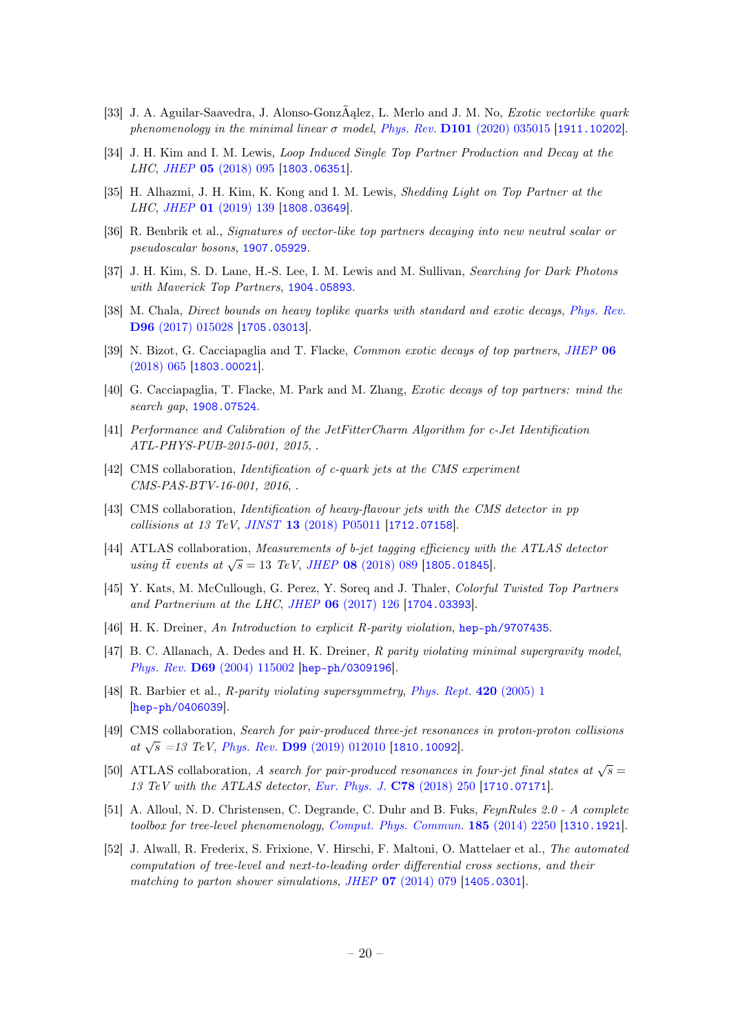[33] J. A. Aguilar-Saavedra, J. Alonso-GonzÃąlez, L. Merlo and J. M. No, *Exotic vectorlike quark phenomenology in the minimal linear σ model*, Phys. Rev. **D101** (2020) 035015 [1911.10202].

[34] J. H. Kim and I. M. Lewis, *Loop Induced Single Top Partner Production and Decay at the LHC*, JHEP **05** (2018) 095 [1803.06351].

[35] H. Alhazmi, J. H. Kim, K. Kong and I. M. Lewis, *Shedding Light on Top Partner at the LHC*, JHEP **01** (2019) 139 [1808.03649].

[36] R. Benbrik et al., *Signatures of vector-like top partners decaying into new neutral scalar or pseudoscalar bosons*, 1907.05929.

[37] J. H. Kim, S. D. Lane, H.-S. Lee, I. M. Lewis and M. Sullivan, *Searching for Dark Photons with Maverick Top Partners*, 1904.05893.

[38] M. Chala, *Direct bounds on heavy toplike quarks with standard and exotic decays*, Phys. Rev. **D96** (2017) 015028 [1705.03013].

[39] N. Bizot, G. Cacciapaglia and T. Flacke, *Common exotic decays of top partners*, JHEP **06** (2018) 065 [1803.00021].

[40] G. Cacciapaglia, T. Flacke, M. Park and M. Zhang, *Exotic decays of top partners: mind the search gap*, 1908.07524.

[41] *Performance and Calibration of the JetFitterCharm Algorithm for c-Jet Identification ATL-PHYS-PUB-2015-001, 2015*, .

[42] CMS collaboration, *Identification of c-quark jets at the CMS experiment CMS-PAS-BTV-16-001, 2016*, .

[43] CMS collaboration, *Identification of heavy-flavour jets with the CMS detector in pp collisions at 13 TeV*, JINST **13** (2018) P05011 [1712.07158].

[44] ATLAS collaboration, *Measurements of b-jet tagging efficiency with the ATLAS detector using $t\bar{t}$ events at $\sqrt{s} = 13$ TeV*, JHEP **08** (2018) 089 [1805.01845].

[45] Y. Kats, M. McCullough, G. Perez, Y. Soreq and J. Thaler, *Colorful Twisted Top Partners and Partnerium at the LHC*, JHEP **06** (2017) 126 [1704.03393].

[46] H. K. Dreiner, *An Introduction to explicit R-parity violation*, hep-ph/9707435.

[47] B. C. Allanach, A. Dedes and H. K. Dreiner, *R parity violating minimal supergravity model*, Phys. Rev. **D69** (2004) 115002 [hep-ph/0309196].

[48] R. Barbier et al., *R-parity violating supersymmetry*, Phys. Rept. **420** (2005) 1 [hep-ph/0406039].

[49] CMS collaboration, *Search for pair-produced three-jet resonances in proton-proton collisions at $\sqrt{s}$ =13 TeV*, Phys. Rev. **D99** (2019) 012010 [1810.10092].

[50] ATLAS collaboration, *A search for pair-produced resonances in four-jet final states at $\sqrt{s}$ = 13 TeV with the ATLAS detector*, Eur. Phys. J. **C78** (2018) 250 [1710.07171].

[51] A. Alloul, N. D. Christensen, C. Degrande, C. Duhr and B. Fuks, *FeynRules 2.0 - A complete toolbox for tree-level phenomenology*, Comput. Phys. Commun. **185** (2014) 2250 [1310.1921].

[52] J. Alwall, R. Frederix, S. Frixione, V. Hirschi, F. Maltoni, O. Mattelaer et al., *The automated computation of tree-level and next-to-leading order differential cross sections, and their matching to parton shower simulations*, JHEP **07** (2014) 079 [1405.0301].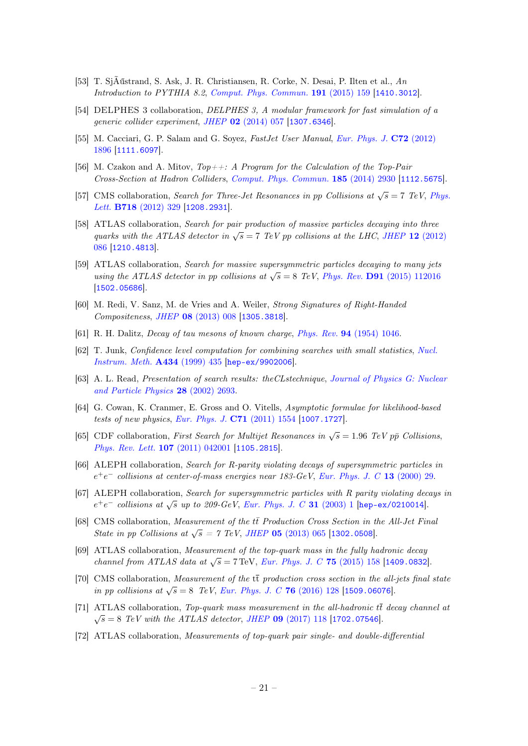[53] T. SjÃűstrand, S. Ask, J. R. Christiansen, R. Corke, N. Desai, P. Ilten et al., *An Introduction to PYTHIA 8.2*, *Comput. Phys. Commun.* **191** (2015) 159 [1410.3012].

[54] DELPHES 3 collaboration, *DELPHES 3, A modular framework for fast simulation of a generic collider experiment*, *JHEP* **02** (2014) 057 [1307.6346].

[55] M. Cacciari, G. P. Salam and G. Soyez, *FastJet User Manual*, *Eur. Phys. J.* **C72** (2012) 1896 [1111.6097].

[56] M. Czakon and A. Mitov, *Top++: A Program for the Calculation of the Top-Pair Cross-Section at Hadron Colliders*, *Comput. Phys. Commun.* **185** (2014) 2930 [1112.5675].

[57] CMS collaboration, *Search for Three-Jet Resonances in pp Collisions at $\sqrt{s} = 7$ TeV*, *Phys. Lett.* **B718** (2012) 329 [1208.2931].

[58] ATLAS collaboration, *Search for pair production of massive particles decaying into three quarks with the ATLAS detector in $\sqrt{s} = 7$ TeV pp collisions at the LHC*, *JHEP* **12** (2012) 086 [1210.4813].

[59] ATLAS collaboration, *Search for massive supersymmetric particles decaying to many jets using the ATLAS detector in pp collisions at $\sqrt{s} = 8$ TeV*, *Phys. Rev.* **D91** (2015) 112016 [1502.05686].

[60] M. Redi, V. Sanz, M. de Vries and A. Weiler, *Strong Signatures of Right-Handed Compositeness*, *JHEP* **08** (2013) 008 [1305.3818].

[61] R. H. Dalitz, *Decay of tau mesons of known charge*, *Phys. Rev.* **94** (1954) 1046.

[62] T. Junk, *Confidence level computation for combining searches with small statistics*, *Nucl. Instrum. Meth.* **A434** (1999) 435 [hep-ex/9902006].

[63] A. L. Read, *Presentation of search results: theCLstechnique*, *Journal of Physics G: Nuclear and Particle Physics* **28** (2002) 2693.

[64] G. Cowan, K. Cranmer, E. Gross and O. Vitells, *Asymptotic formulae for likelihood-based tests of new physics*, *Eur. Phys. J.* **C71** (2011) 1554 [1007.1727].

[65] CDF collaboration, *First Search for Multijet Resonances in $\sqrt{s} = 1.96$ TeV $p\bar{p}$ Collisions*, *Phys. Rev. Lett.* **107** (2011) 042001 [1105.2815].

[66] ALEPH collaboration, *Search for R-parity violating decays of supersymmetric particles in $e^+e^-$ collisions at center-of-mass energies near 183-GeV*, *Eur. Phys. J. C* **13** (2000) 29.

[67] ALEPH collaboration, *Search for supersymmetric particles with R parity violating decays in $e^+e^-$ collisions at $\sqrt{s}$ up to 209-GeV*, *Eur. Phys. J. C* **31** (2003) 1 [hep-ex/0210014].

[68] CMS collaboration, *Measurement of the $t\bar{t}$ Production Cross Section in the All-Jet Final State in pp Collisions at $\sqrt{s} = 7$ TeV*, *JHEP* **05** (2013) 065 [1302.0508].

[69] ATLAS collaboration, *Measurement of the top-quark mass in the fully hadronic decay channel from ATLAS data at $\sqrt{s} = 7$ TeV*, *Eur. Phys. J. C* **75** (2015) 158 [1409.0832].

[70] CMS collaboration, *Measurement of the $t\bar{t}$ production cross section in the all-jets final state in pp collisions at $\sqrt{s} = 8$ TeV*, *Eur. Phys. J. C* **76** (2016) 128 [1509.06076].

[71] ATLAS collaboration, *Top-quark mass measurement in the all-hadronic $t\bar{t}$ decay channel at $\sqrt{s} = 8$ TeV with the ATLAS detector*, *JHEP* **09** (2017) 118 [1702.07546].

[72] ATLAS collaboration, *Measurements of top-quark pair single- and double-differential*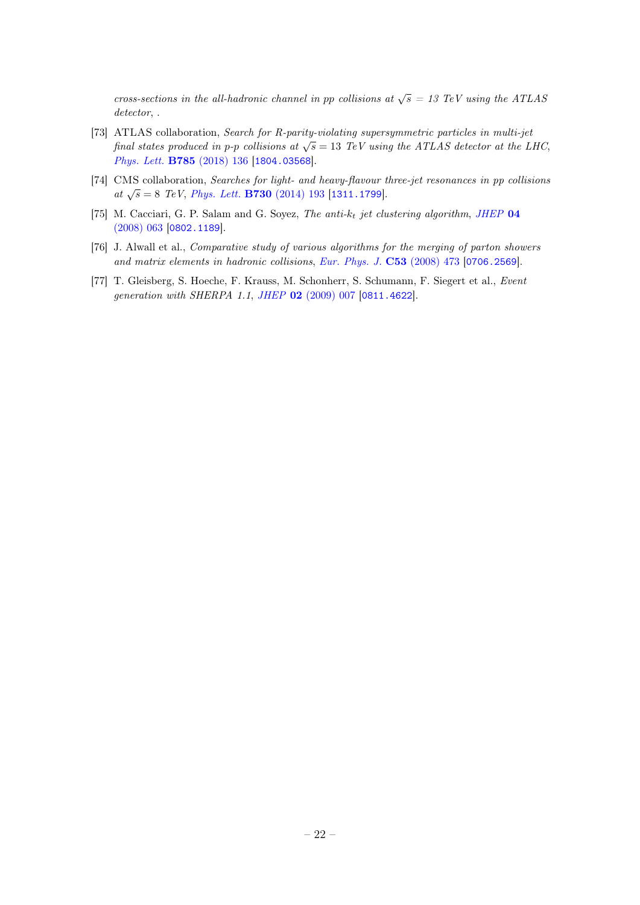*cross-sections in the all-hadronic channel in pp collisions at $\sqrt{s}$ = 13 TeV using the ATLAS detector*, .

[73] ATLAS collaboration, *Search for R-parity-violating supersymmetric particles in multi-jet final states produced in p-p collisions at $\sqrt{s} = 13$ TeV using the ATLAS detector at the LHC*, *Phys. Lett.* **B785** (2018) 136 [1804.03568].

[74] CMS collaboration, *Searches for light- and heavy-flavour three-jet resonances in pp collisions at $\sqrt{s} = 8$ TeV*, *Phys. Lett.* **B730** (2014) 193 [1311.1799].

[75] M. Cacciari, G. P. Salam and G. Soyez, *The anti-$k_t$ jet clustering algorithm*, *JHEP* **04** (2008) 063 [0802.1189].

[76] J. Alwall et al., *Comparative study of various algorithms for the merging of parton showers and matrix elements in hadronic collisions*, *Eur. Phys. J.* **C53** (2008) 473 [0706.2569].

[77] T. Gleisberg, S. Hoeche, F. Krauss, M. Schonherr, S. Schumann, F. Siegert et al., *Event generation with SHERPA 1.1*, *JHEP* **02** (2009) 007 [0811.4622].